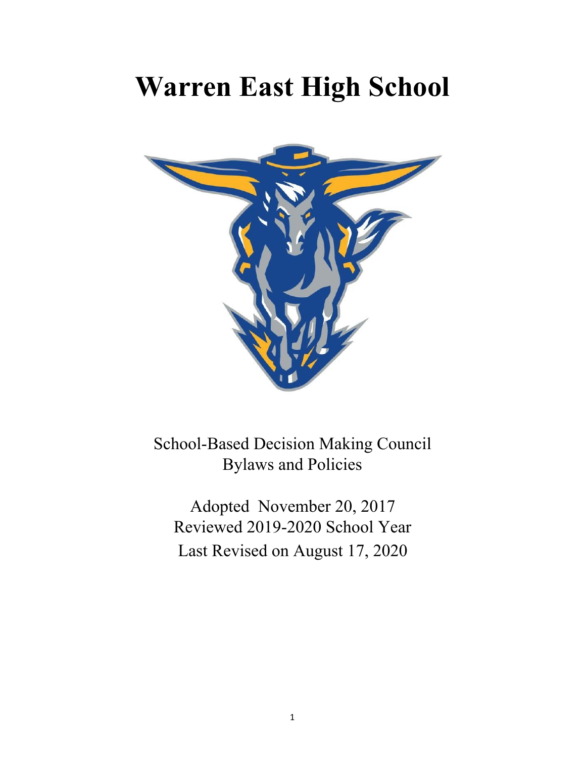# Warren East High School

School-Based Decision Making Council
Bylaws and Policies

Adopted November 20, 2017
Reviewed 2019-2020 School Year
Last Revised on August 17, 2020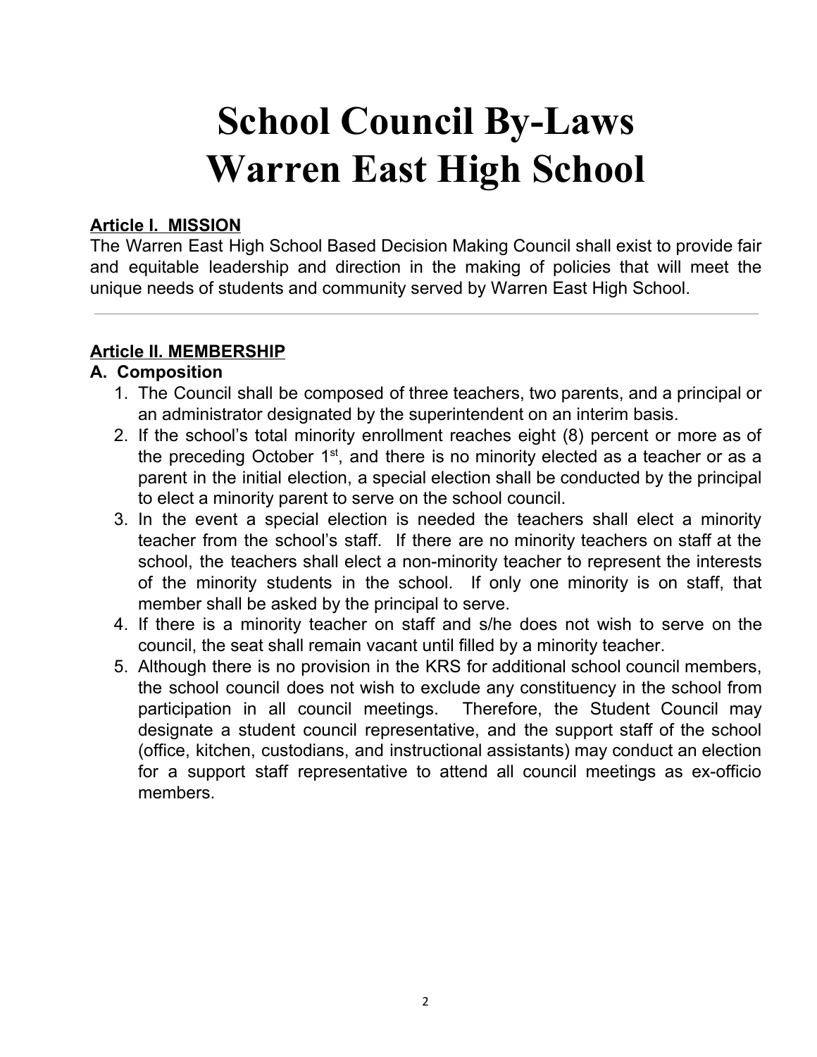# School Council By-Laws
# Warren East High School

**Article I. MISSION**

The Warren East High School Based Decision Making Council shall exist to provide fair and equitable leadership and direction in the making of policies that will meet the unique needs of students and community served by Warren East High School.

---

**Article II. MEMBERSHIP**

**A. Composition**

1. The Council shall be composed of three teachers, two parents, and a principal or an administrator designated by the superintendent on an interim basis.
2. If the school's total minority enrollment reaches eight (8) percent or more as of the preceding October 1st, and there is no minority elected as a teacher or as a parent in the initial election, a special election shall be conducted by the principal to elect a minority parent to serve on the school council.
3. In the event a special election is needed the teachers shall elect a minority teacher from the school's staff. If there are no minority teachers on staff at the school, the teachers shall elect a non-minority teacher to represent the interests of the minority students in the school. If only one minority is on staff, that member shall be asked by the principal to serve.
4. If there is a minority teacher on staff and s/he does not wish to serve on the council, the seat shall remain vacant until filled by a minority teacher.
5. Although there is no provision in the KRS for additional school council members, the school council does not wish to exclude any constituency in the school from participation in all council meetings. Therefore, the Student Council may designate a student council representative, and the support staff of the school (office, kitchen, custodians, and instructional assistants) may conduct an election for a support staff representative to attend all council meetings as ex-officio members.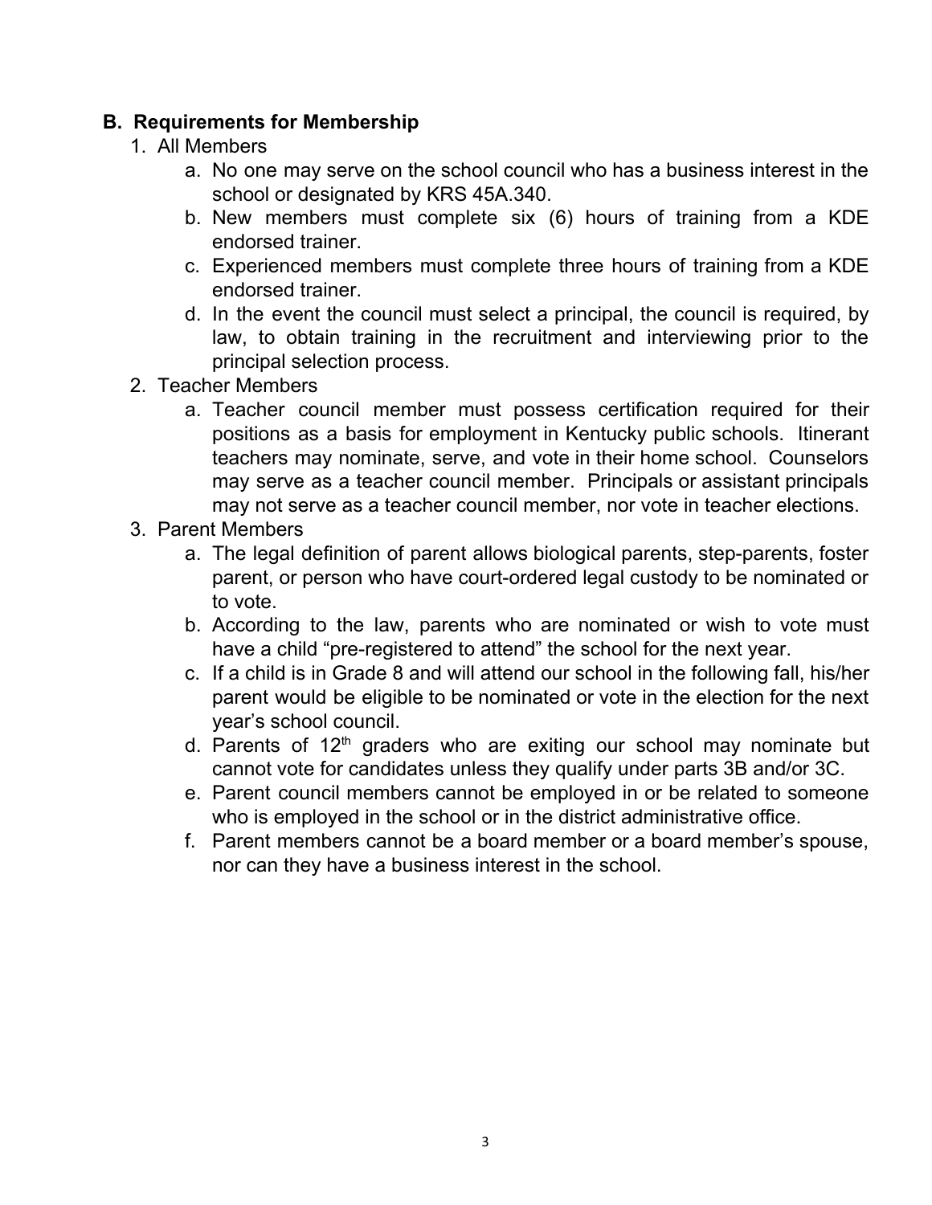### B. Requirements for Membership

1. All Members
   a. No one may serve on the school council who has a business interest in the school or designated by KRS 45A.340.
   b. New members must complete six (6) hours of training from a KDE endorsed trainer.
   c. Experienced members must complete three hours of training from a KDE endorsed trainer.
   d. In the event the council must select a principal, the council is required, by law, to obtain training in the recruitment and interviewing prior to the principal selection process.
2. Teacher Members
   a. Teacher council member must possess certification required for their positions as a basis for employment in Kentucky public schools. Itinerant teachers may nominate, serve, and vote in their home school. Counselors may serve as a teacher council member. Principals or assistant principals may not serve as a teacher council member, nor vote in teacher elections.
3. Parent Members
   a. The legal definition of parent allows biological parents, step-parents, foster parent, or person who have court-ordered legal custody to be nominated or to vote.
   b. According to the law, parents who are nominated or wish to vote must have a child "pre-registered to attend" the school for the next year.
   c. If a child is in Grade 8 and will attend our school in the following fall, his/her parent would be eligible to be nominated or vote in the election for the next year's school council.
   d. Parents of 12th graders who are exiting our school may nominate but cannot vote for candidates unless they qualify under parts 3B and/or 3C.
   e. Parent council members cannot be employed in or be related to someone who is employed in the school or in the district administrative office.
   f. Parent members cannot be a board member or a board member's spouse, nor can they have a business interest in the school.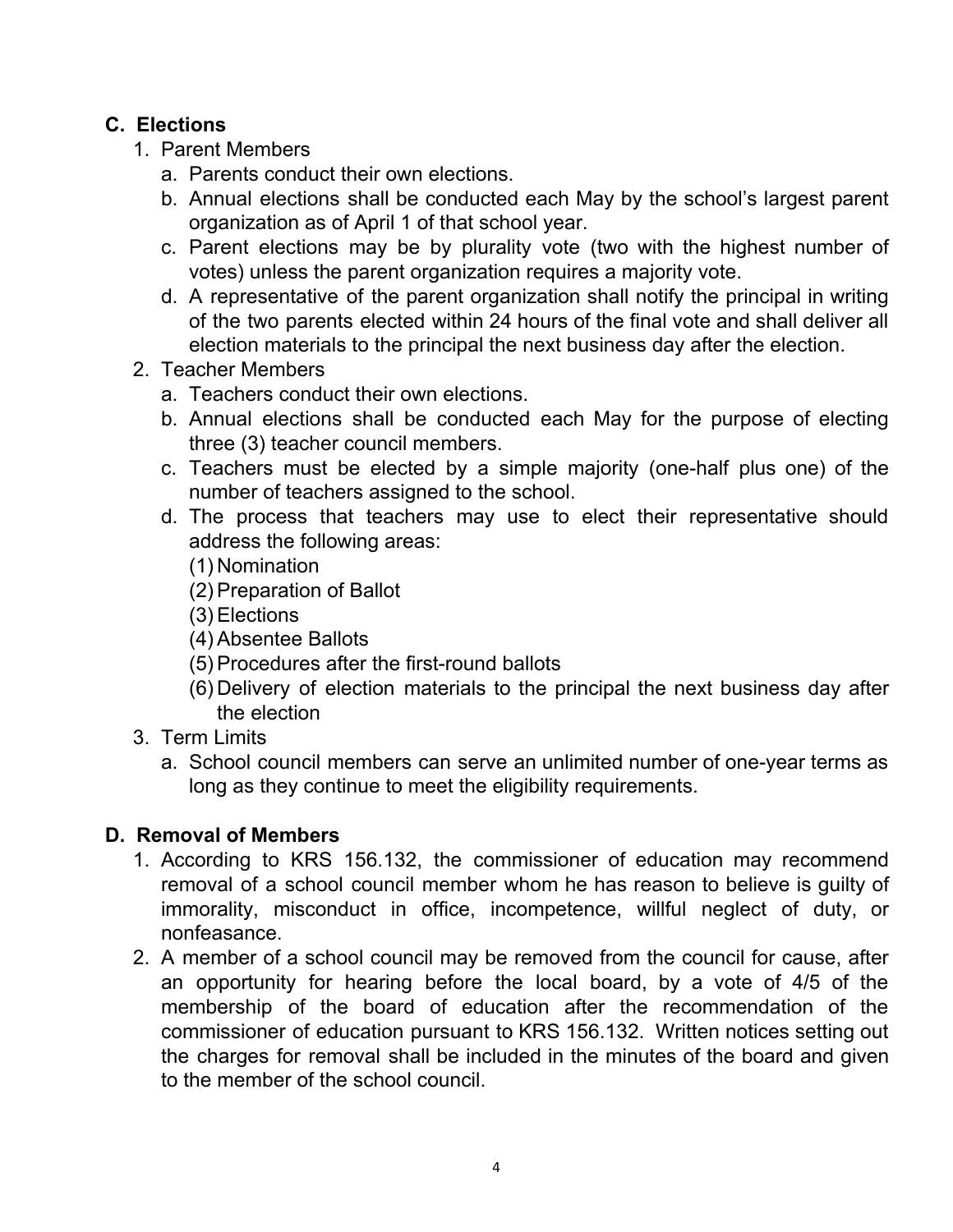## C. Elections

1. Parent Members
   a. Parents conduct their own elections.
   b. Annual elections shall be conducted each May by the school's largest parent organization as of April 1 of that school year.
   c. Parent elections may be by plurality vote (two with the highest number of votes) unless the parent organization requires a majority vote.
   d. A representative of the parent organization shall notify the principal in writing of the two parents elected within 24 hours of the final vote and shall deliver all election materials to the principal the next business day after the election.
2. Teacher Members
   a. Teachers conduct their own elections.
   b. Annual elections shall be conducted each May for the purpose of electing three (3) teacher council members.
   c. Teachers must be elected by a simple majority (one-half plus one) of the number of teachers assigned to the school.
   d. The process that teachers may use to elect their representative should address the following areas:
      (1) Nomination
      (2) Preparation of Ballot
      (3) Elections
      (4) Absentee Ballots
      (5) Procedures after the first-round ballots
      (6) Delivery of election materials to the principal the next business day after the election
3. Term Limits
   a. School council members can serve an unlimited number of one-year terms as long as they continue to meet the eligibility requirements.

## D. Removal of Members

1. According to KRS 156.132, the commissioner of education may recommend removal of a school council member whom he has reason to believe is guilty of immorality, misconduct in office, incompetence, willful neglect of duty, or nonfeasance.
2. A member of a school council may be removed from the council for cause, after an opportunity for hearing before the local board, by a vote of 4/5 of the membership of the board of education after the recommendation of the commissioner of education pursuant to KRS 156.132. Written notices setting out the charges for removal shall be included in the minutes of the board and given to the member of the school council.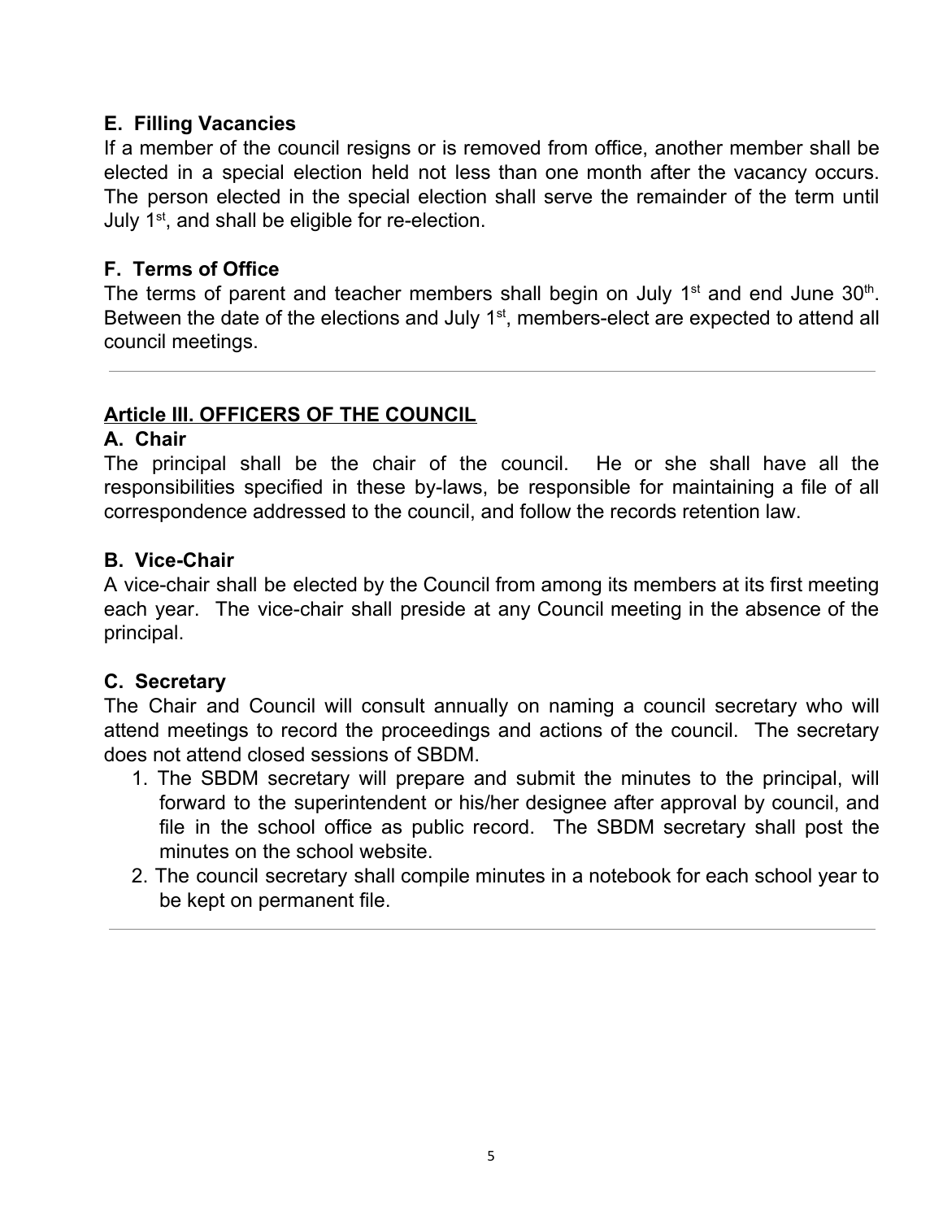### E. Filling Vacancies

If a member of the council resigns or is removed from office, another member shall be elected in a special election held not less than one month after the vacancy occurs. The person elected in the special election shall serve the remainder of the term until July 1st, and shall be eligible for re-election.

### F. Terms of Office

The terms of parent and teacher members shall begin on July 1st and end June 30th. Between the date of the elections and July 1st, members-elect are expected to attend all council meetings.

---

## Article III. OFFICERS OF THE COUNCIL

### A. Chair

The principal shall be the chair of the council. He or she shall have all the responsibilities specified in these by-laws, be responsible for maintaining a file of all correspondence addressed to the council, and follow the records retention law.

### B. Vice-Chair

A vice-chair shall be elected by the Council from among its members at its first meeting each year. The vice-chair shall preside at any Council meeting in the absence of the principal.

### C. Secretary

The Chair and Council will consult annually on naming a council secretary who will attend meetings to record the proceedings and actions of the council. The secretary does not attend closed sessions of SBDM.

1. The SBDM secretary will prepare and submit the minutes to the principal, will forward to the superintendent or his/her designee after approval by council, and file in the school office as public record. The SBDM secretary shall post the minutes on the school website.
2. The council secretary shall compile minutes in a notebook for each school year to be kept on permanent file.

---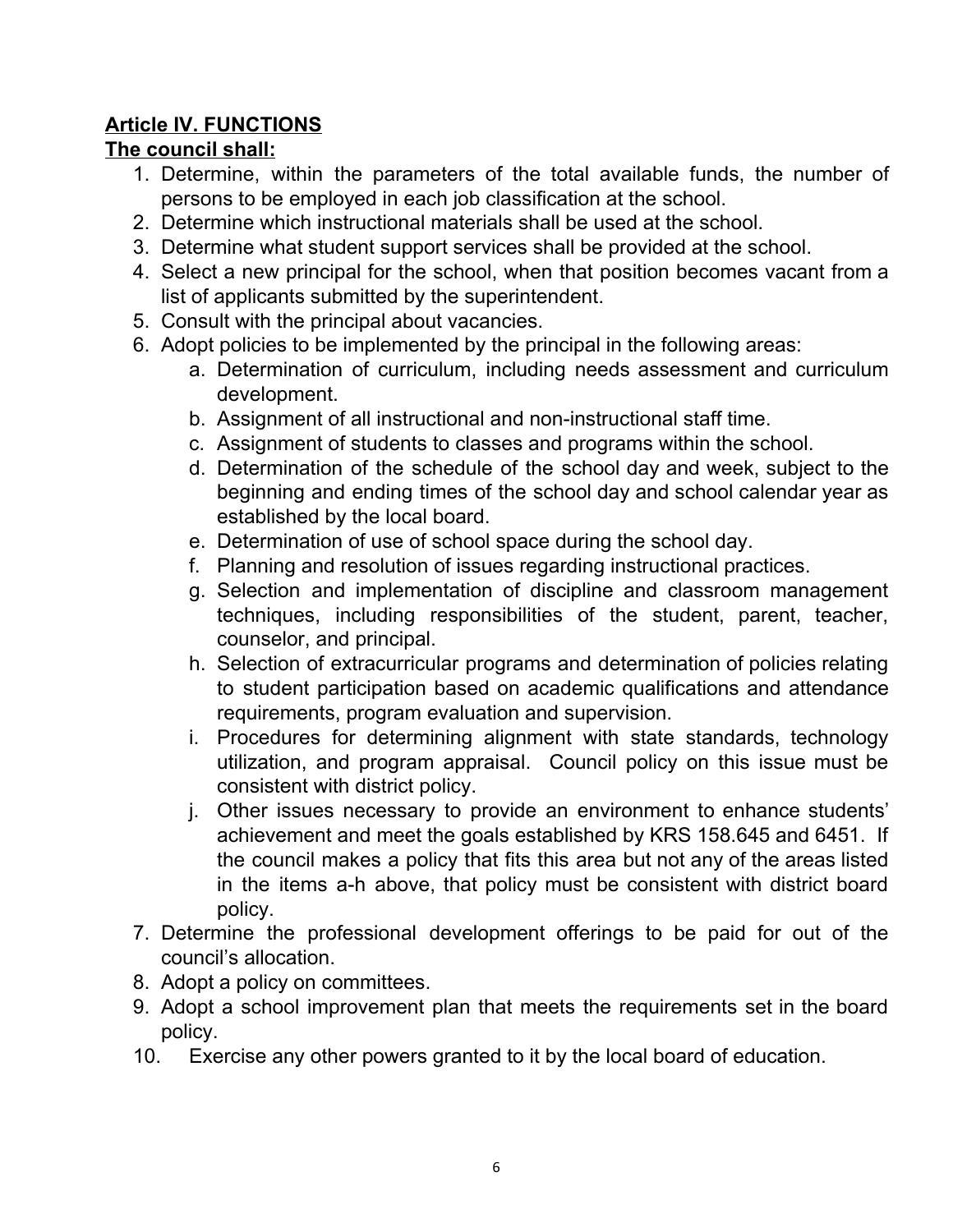## Article IV. FUNCTIONS

**The council shall:**

1. Determine, within the parameters of the total available funds, the number of persons to be employed in each job classification at the school.
2. Determine which instructional materials shall be used at the school.
3. Determine what student support services shall be provided at the school.
4. Select a new principal for the school, when that position becomes vacant from a list of applicants submitted by the superintendent.
5. Consult with the principal about vacancies.
6. Adopt policies to be implemented by the principal in the following areas:
    a. Determination of curriculum, including needs assessment and curriculum development.
    b. Assignment of all instructional and non-instructional staff time.
    c. Assignment of students to classes and programs within the school.
    d. Determination of the schedule of the school day and week, subject to the beginning and ending times of the school day and school calendar year as established by the local board.
    e. Determination of use of school space during the school day.
    f. Planning and resolution of issues regarding instructional practices.
    g. Selection and implementation of discipline and classroom management techniques, including responsibilities of the student, parent, teacher, counselor, and principal.
    h. Selection of extracurricular programs and determination of policies relating to student participation based on academic qualifications and attendance requirements, program evaluation and supervision.
    i. Procedures for determining alignment with state standards, technology utilization, and program appraisal. Council policy on this issue must be consistent with district policy.
    j. Other issues necessary to provide an environment to enhance students' achievement and meet the goals established by KRS 158.645 and 6451. If the council makes a policy that fits this area but not any of the areas listed in the items a-h above, that policy must be consistent with district board policy.
7. Determine the professional development offerings to be paid for out of the council's allocation.
8. Adopt a policy on committees.
9. Adopt a school improvement plan that meets the requirements set in the board policy.
10. Exercise any other powers granted to it by the local board of education.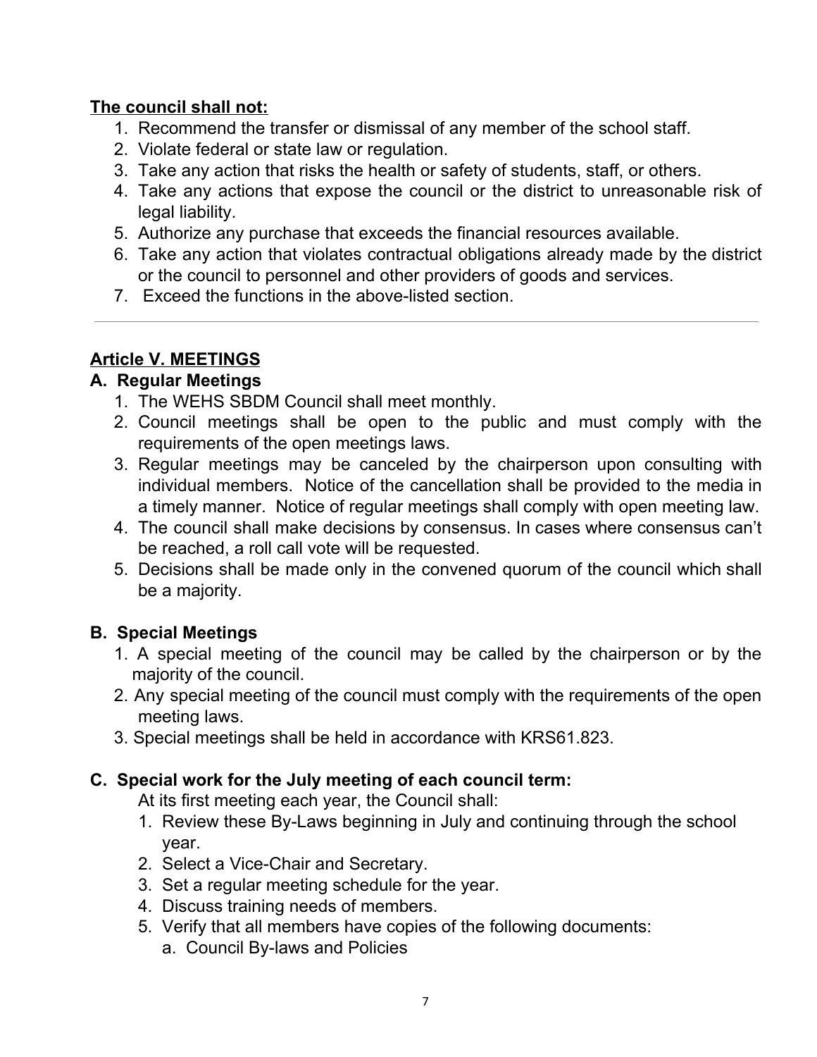**<u>The council shall not:</u>**

1. Recommend the transfer or dismissal of any member of the school staff.
2. Violate federal or state law or regulation.
3. Take any action that risks the health or safety of students, staff, or others.
4. Take any actions that expose the council or the district to unreasonable risk of legal liability.
5. Authorize any purchase that exceeds the financial resources available.
6. Take any action that violates contractual obligations already made by the district or the council to personnel and other providers of goods and services.
7. Exceed the functions in the above-listed section.

---

## <u>Article V. MEETINGS</u>

### A. Regular Meetings

1. The WEHS SBDM Council shall meet monthly.
2. Council meetings shall be open to the public and must comply with the requirements of the open meetings laws.
3. Regular meetings may be canceled by the chairperson upon consulting with individual members. Notice of the cancellation shall be provided to the media in a timely manner. Notice of regular meetings shall comply with open meeting law.
4. The council shall make decisions by consensus. In cases where consensus can't be reached, a roll call vote will be requested.
5. Decisions shall be made only in the convened quorum of the council which shall be a majority.

### B. Special Meetings

1. A special meeting of the council may be called by the chairperson or by the majority of the council.
2. Any special meeting of the council must comply with the requirements of the open meeting laws.
3. Special meetings shall be held in accordance with KRS61.823.

### C. Special work for the July meeting of each council term:

At its first meeting each year, the Council shall:

1. Review these By-Laws beginning in July and continuing through the school year.
2. Select a Vice-Chair and Secretary.
3. Set a regular meeting schedule for the year.
4. Discuss training needs of members.
5. Verify that all members have copies of the following documents:
   a. Council By-laws and Policies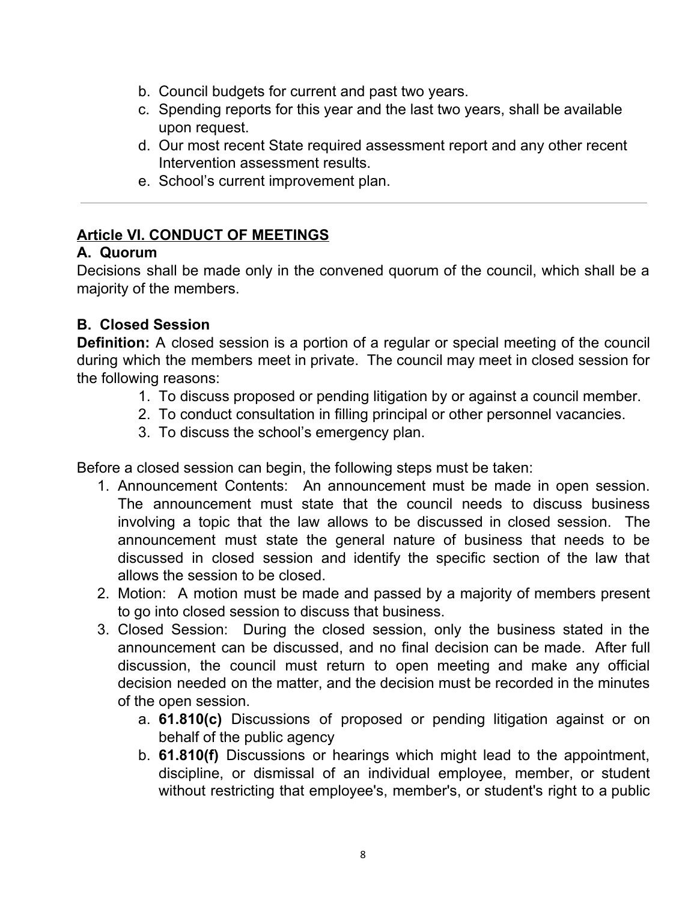b. Council budgets for current and past two years.
c. Spending reports for this year and the last two years, shall be available upon request.
d. Our most recent State required assessment report and any other recent Intervention assessment results.
e. School's current improvement plan.

---

## Article VI. CONDUCT OF MEETINGS

### A. Quorum

Decisions shall be made only in the convened quorum of the council, which shall be a majority of the members.

### B. Closed Session

**Definition:** A closed session is a portion of a regular or special meeting of the council during which the members meet in private. The council may meet in closed session for the following reasons:

1. To discuss proposed or pending litigation by or against a council member.
2. To conduct consultation in filling principal or other personnel vacancies.
3. To discuss the school's emergency plan.

Before a closed session can begin, the following steps must be taken:

1. Announcement Contents: An announcement must be made in open session. The announcement must state that the council needs to discuss business involving a topic that the law allows to be discussed in closed session. The announcement must state the general nature of business that needs to be discussed in closed session and identify the specific section of the law that allows the session to be closed.
2. Motion: A motion must be made and passed by a majority of members present to go into closed session to discuss that business.
3. Closed Session: During the closed session, only the business stated in the announcement can be discussed, and no final decision can be made. After full discussion, the council must return to open meeting and make any official decision needed on the matter, and the decision must be recorded in the minutes of the open session.
   a. **61.810(c)** Discussions of proposed or pending litigation against or on behalf of the public agency
   b. **61.810(f)** Discussions or hearings which might lead to the appointment, discipline, or dismissal of an individual employee, member, or student without restricting that employee's, member's, or student's right to a public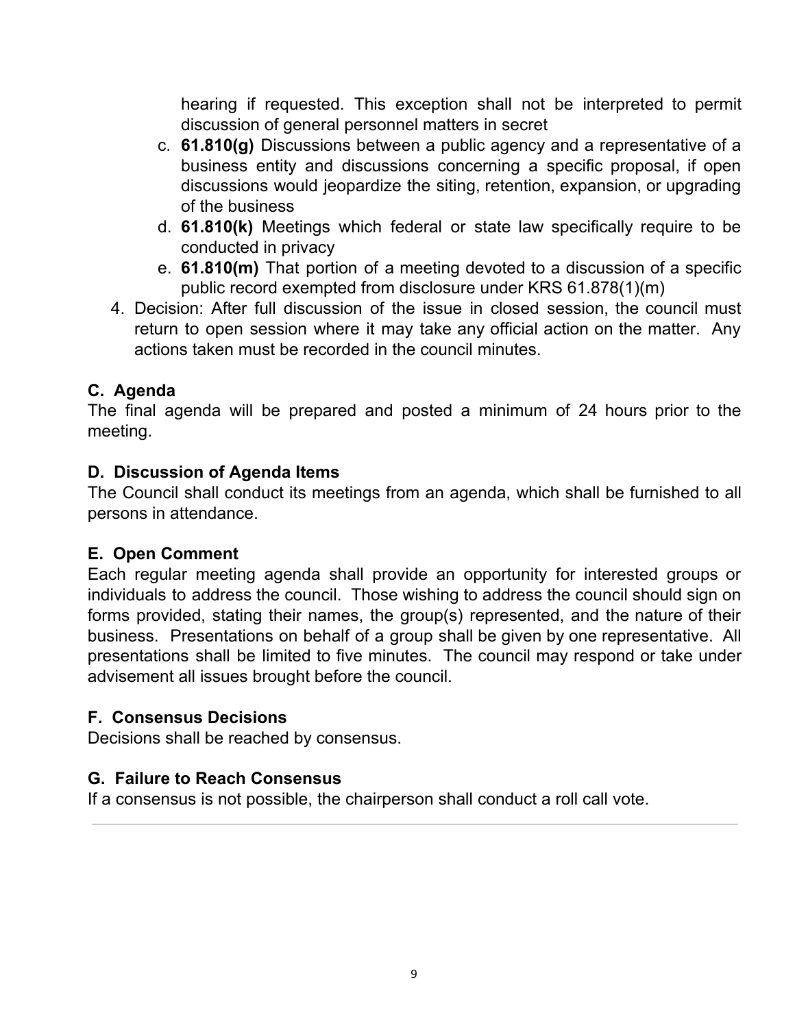hearing if requested. This exception shall not be interpreted to permit discussion of general personnel matters in secret

c. **61.810(g)** Discussions between a public agency and a representative of a business entity and discussions concerning a specific proposal, if open discussions would jeopardize the siting, retention, expansion, or upgrading of the business
d. **61.810(k)** Meetings which federal or state law specifically require to be conducted in privacy
e. **61.810(m)** That portion of a meeting devoted to a discussion of a specific public record exempted from disclosure under KRS 61.878(1)(m)

4. Decision: After full discussion of the issue in closed session, the council must return to open session where it may take any official action on the matter. Any actions taken must be recorded in the council minutes.

### C. Agenda

The final agenda will be prepared and posted a minimum of 24 hours prior to the meeting.

### D. Discussion of Agenda Items

The Council shall conduct its meetings from an agenda, which shall be furnished to all persons in attendance.

### E. Open Comment

Each regular meeting agenda shall provide an opportunity for interested groups or individuals to address the council. Those wishing to address the council should sign on forms provided, stating their names, the group(s) represented, and the nature of their business. Presentations on behalf of a group shall be given by one representative. All presentations shall be limited to five minutes. The council may respond or take under advisement all issues brought before the council.

### F. Consensus Decisions

Decisions shall be reached by consensus.

### G. Failure to Reach Consensus

If a consensus is not possible, the chairperson shall conduct a roll call vote.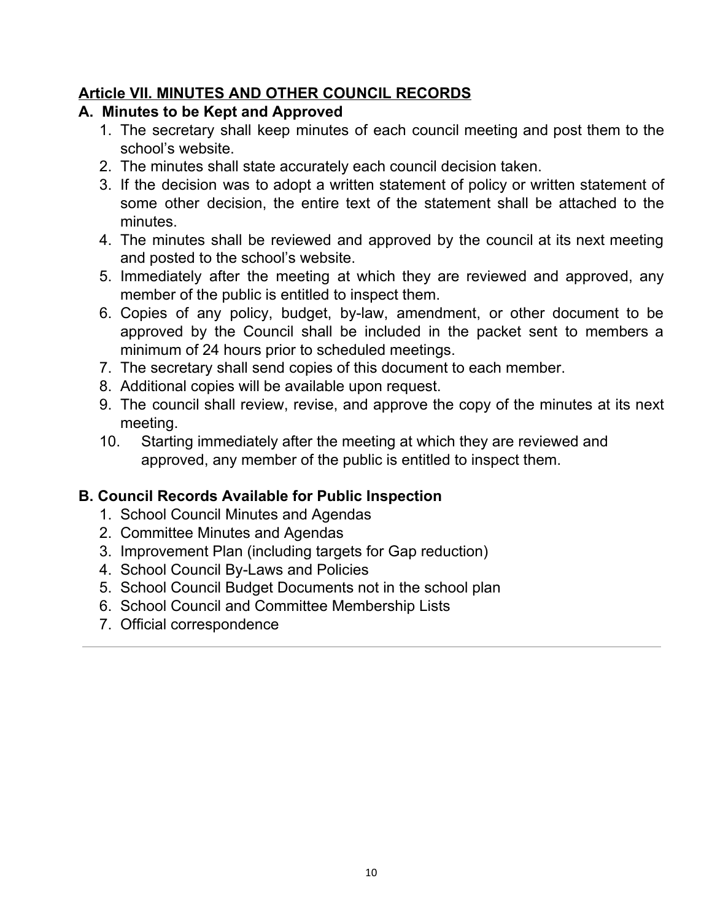## Article VII. MINUTES AND OTHER COUNCIL RECORDS

### A. Minutes to be Kept and Approved

1. The secretary shall keep minutes of each council meeting and post them to the school's website.
2. The minutes shall state accurately each council decision taken.
3. If the decision was to adopt a written statement of policy or written statement of some other decision, the entire text of the statement shall be attached to the minutes.
4. The minutes shall be reviewed and approved by the council at its next meeting and posted to the school's website.
5. Immediately after the meeting at which they are reviewed and approved, any member of the public is entitled to inspect them.
6. Copies of any policy, budget, by-law, amendment, or other document to be approved by the Council shall be included in the packet sent to members a minimum of 24 hours prior to scheduled meetings.
7. The secretary shall send copies of this document to each member.
8. Additional copies will be available upon request.
9. The council shall review, revise, and approve the copy of the minutes at its next meeting.
10. Starting immediately after the meeting at which they are reviewed and approved, any member of the public is entitled to inspect them.

### B. Council Records Available for Public Inspection

1. School Council Minutes and Agendas
2. Committee Minutes and Agendas
3. Improvement Plan (including targets for Gap reduction)
4. School Council By-Laws and Policies
5. School Council Budget Documents not in the school plan
6. School Council and Committee Membership Lists
7. Official correspondence

---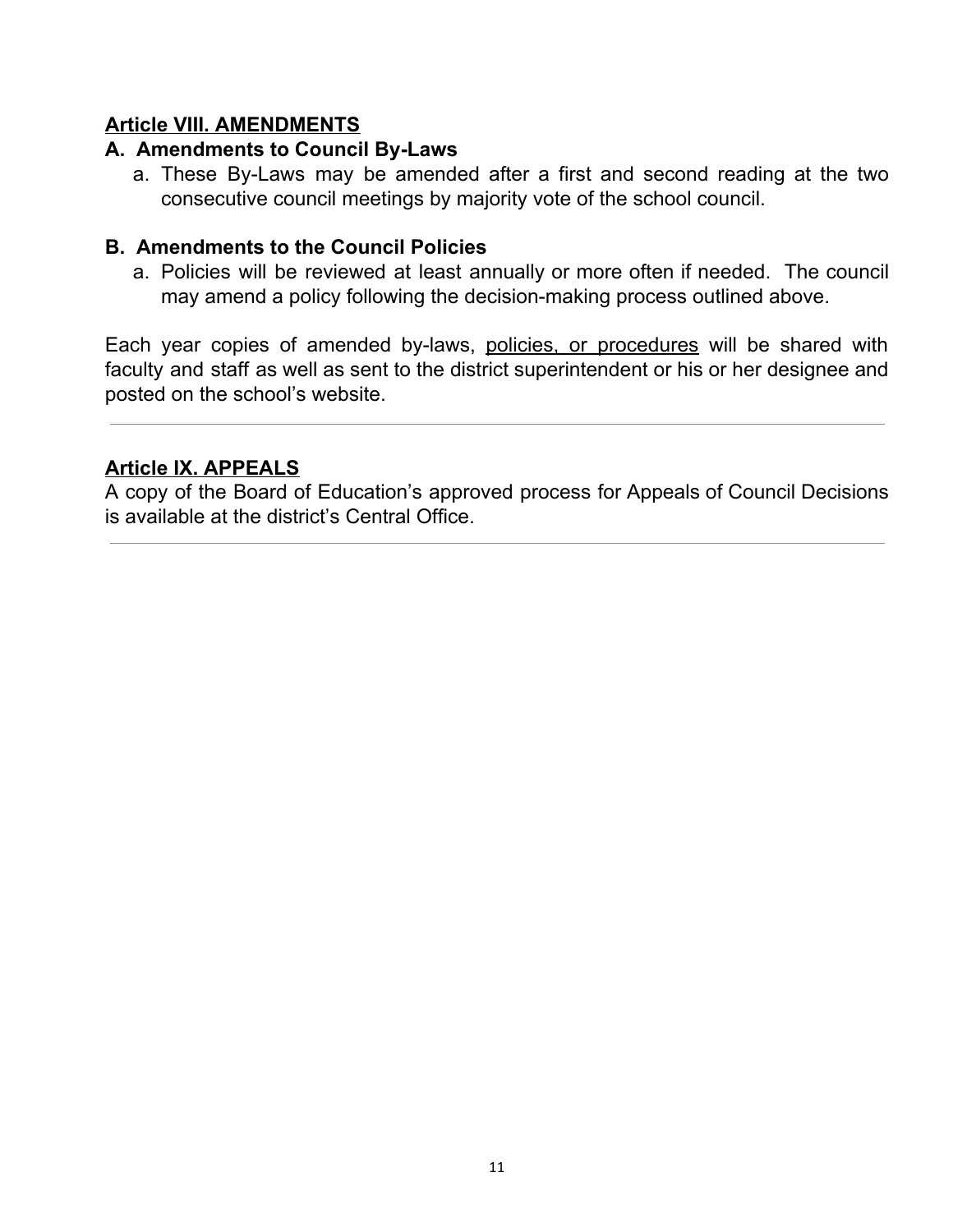## Article VIII. AMENDMENTS

### A. Amendments to Council By-Laws

a. These By-Laws may be amended after a first and second reading at the two consecutive council meetings by majority vote of the school council.

### B. Amendments to the Council Policies

a. Policies will be reviewed at least annually or more often if needed. The council may amend a policy following the decision-making process outlined above.

Each year copies of amended by-laws, policies, or procedures will be shared with faculty and staff as well as sent to the district superintendent or his or her designee and posted on the school's website.

---

## Article IX. APPEALS

A copy of the Board of Education's approved process for Appeals of Council Decisions is available at the district's Central Office.

---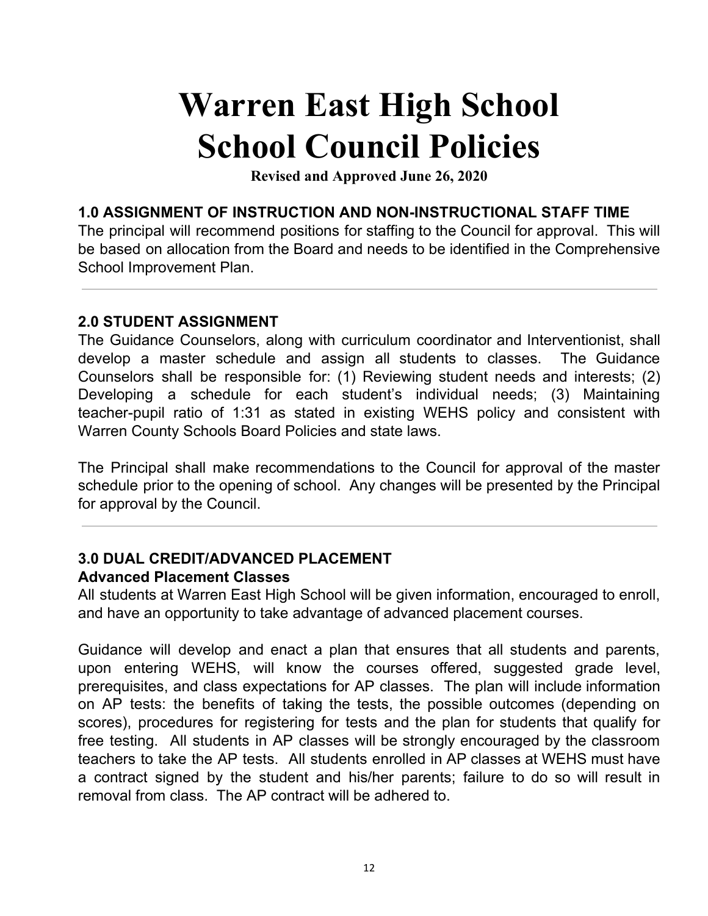# Warren East High School
# School Council Policies

**Revised and Approved June 26, 2020**

### 1.0 ASSIGNMENT OF INSTRUCTION AND NON-INSTRUCTIONAL STAFF TIME

The principal will recommend positions for staffing to the Council for approval. This will be based on allocation from the Board and needs to be identified in the Comprehensive School Improvement Plan.

---

### 2.0 STUDENT ASSIGNMENT

The Guidance Counselors, along with curriculum coordinator and Interventionist, shall develop a master schedule and assign all students to classes. The Guidance Counselors shall be responsible for: (1) Reviewing student needs and interests; (2) Developing a schedule for each student's individual needs; (3) Maintaining teacher-pupil ratio of 1:31 as stated in existing WEHS policy and consistent with Warren County Schools Board Policies and state laws.

The Principal shall make recommendations to the Council for approval of the master schedule prior to the opening of school. Any changes will be presented by the Principal for approval by the Council.

---

### 3.0 DUAL CREDIT/ADVANCED PLACEMENT

**Advanced Placement Classes**

All students at Warren East High School will be given information, encouraged to enroll, and have an opportunity to take advantage of advanced placement courses.

Guidance will develop and enact a plan that ensures that all students and parents, upon entering WEHS, will know the courses offered, suggested grade level, prerequisites, and class expectations for AP classes. The plan will include information on AP tests: the benefits of taking the tests, the possible outcomes (depending on scores), procedures for registering for tests and the plan for students that qualify for free testing. All students in AP classes will be strongly encouraged by the classroom teachers to take the AP tests. All students enrolled in AP classes at WEHS must have a contract signed by the student and his/her parents; failure to do so will result in removal from class. The AP contract will be adhered to.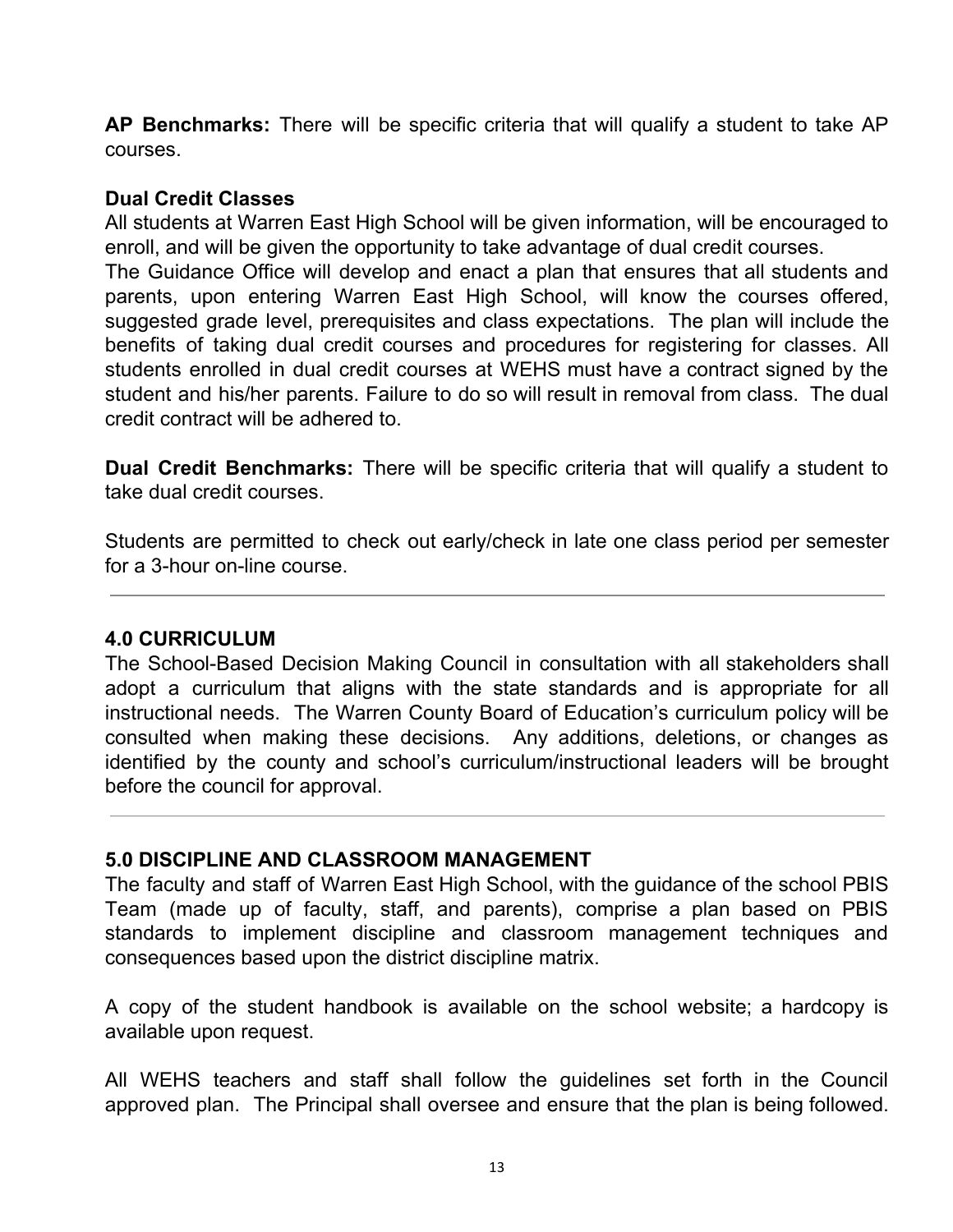**AP Benchmarks:** There will be specific criteria that will qualify a student to take AP courses.

**Dual Credit Classes**

All students at Warren East High School will be given information, will be encouraged to enroll, and will be given the opportunity to take advantage of dual credit courses.

The Guidance Office will develop and enact a plan that ensures that all students and parents, upon entering Warren East High School, will know the courses offered, suggested grade level, prerequisites and class expectations. The plan will include the benefits of taking dual credit courses and procedures for registering for classes. All students enrolled in dual credit courses at WEHS must have a contract signed by the student and his/her parents. Failure to do so will result in removal from class. The dual credit contract will be adhered to.

**Dual Credit Benchmarks:** There will be specific criteria that will qualify a student to take dual credit courses.

Students are permitted to check out early/check in late one class period per semester for a 3-hour on-line course.

---

## 4.0 CURRICULUM

The School-Based Decision Making Council in consultation with all stakeholders shall adopt a curriculum that aligns with the state standards and is appropriate for all instructional needs. The Warren County Board of Education's curriculum policy will be consulted when making these decisions. Any additions, deletions, or changes as identified by the county and school's curriculum/instructional leaders will be brought before the council for approval.

---

## 5.0 DISCIPLINE AND CLASSROOM MANAGEMENT

The faculty and staff of Warren East High School, with the guidance of the school PBIS Team (made up of faculty, staff, and parents), comprise a plan based on PBIS standards to implement discipline and classroom management techniques and consequences based upon the district discipline matrix.

A copy of the student handbook is available on the school website; a hardcopy is available upon request.

All WEHS teachers and staff shall follow the guidelines set forth in the Council approved plan. The Principal shall oversee and ensure that the plan is being followed.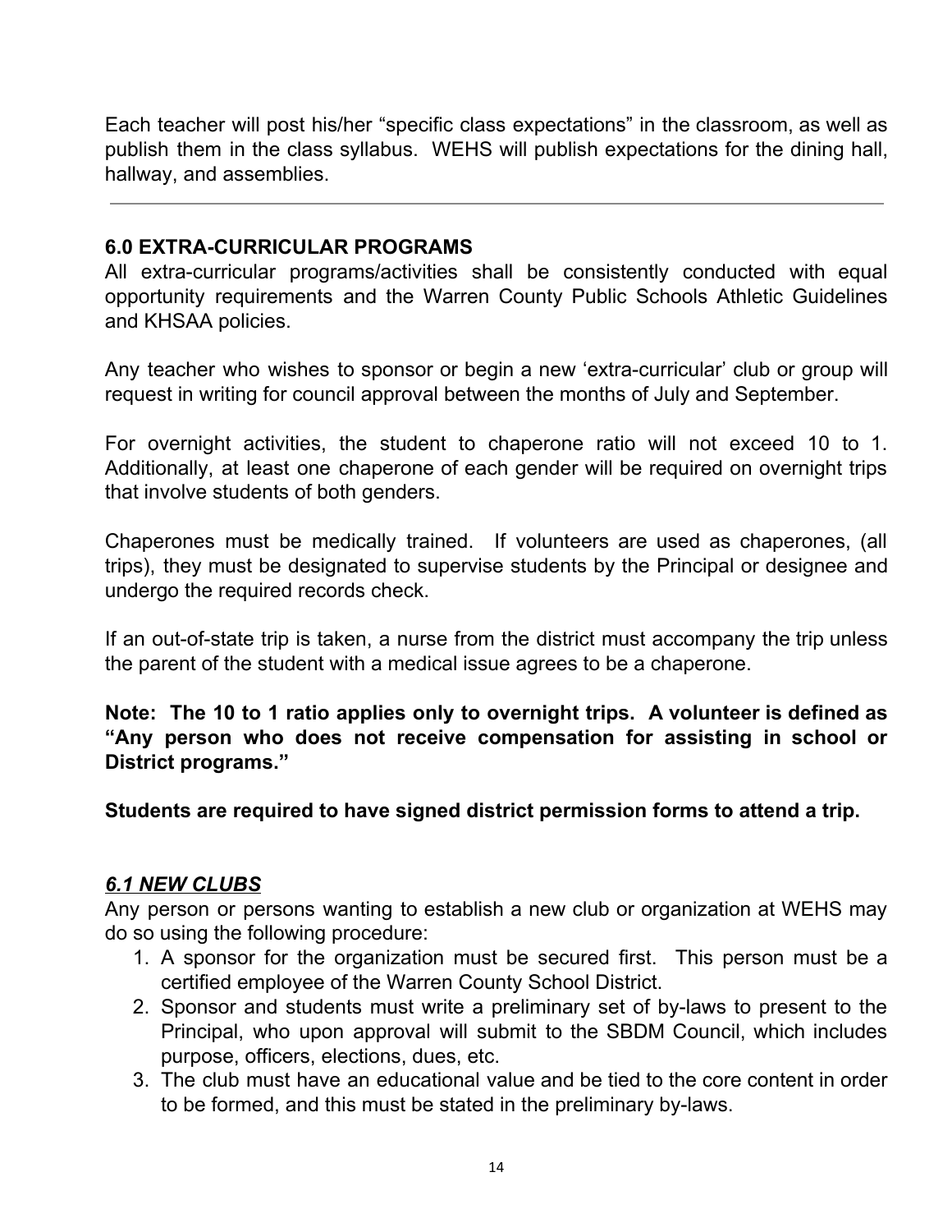Each teacher will post his/her “specific class expectations” in the classroom, as well as publish them in the class syllabus. WEHS will publish expectations for the dining hall, hallway, and assemblies.

---

## 6.0 EXTRA-CURRICULAR PROGRAMS

All extra-curricular programs/activities shall be consistently conducted with equal opportunity requirements and the Warren County Public Schools Athletic Guidelines and KHSAA policies.

Any teacher who wishes to sponsor or begin a new ‘extra-curricular’ club or group will request in writing for council approval between the months of July and September.

For overnight activities, the student to chaperone ratio will not exceed 10 to 1. Additionally, at least one chaperone of each gender will be required on overnight trips that involve students of both genders.

Chaperones must be medically trained. If volunteers are used as chaperones, (all trips), they must be designated to supervise students by the Principal or designee and undergo the required records check.

If an out-of-state trip is taken, a nurse from the district must accompany the trip unless the parent of the student with a medical issue agrees to be a chaperone.

**Note: The 10 to 1 ratio applies only to overnight trips. A volunteer is defined as “Any person who does not receive compensation for assisting in school or District programs.”**

**Students are required to have signed district permission forms to attend a trip.**

### ***6.1 NEW CLUBS***

Any person or persons wanting to establish a new club or organization at WEHS may do so using the following procedure:

1. A sponsor for the organization must be secured first. This person must be a certified employee of the Warren County School District.
2. Sponsor and students must write a preliminary set of by-laws to present to the Principal, who upon approval will submit to the SBDM Council, which includes purpose, officers, elections, dues, etc.
3. The club must have an educational value and be tied to the core content in order to be formed, and this must be stated in the preliminary by-laws.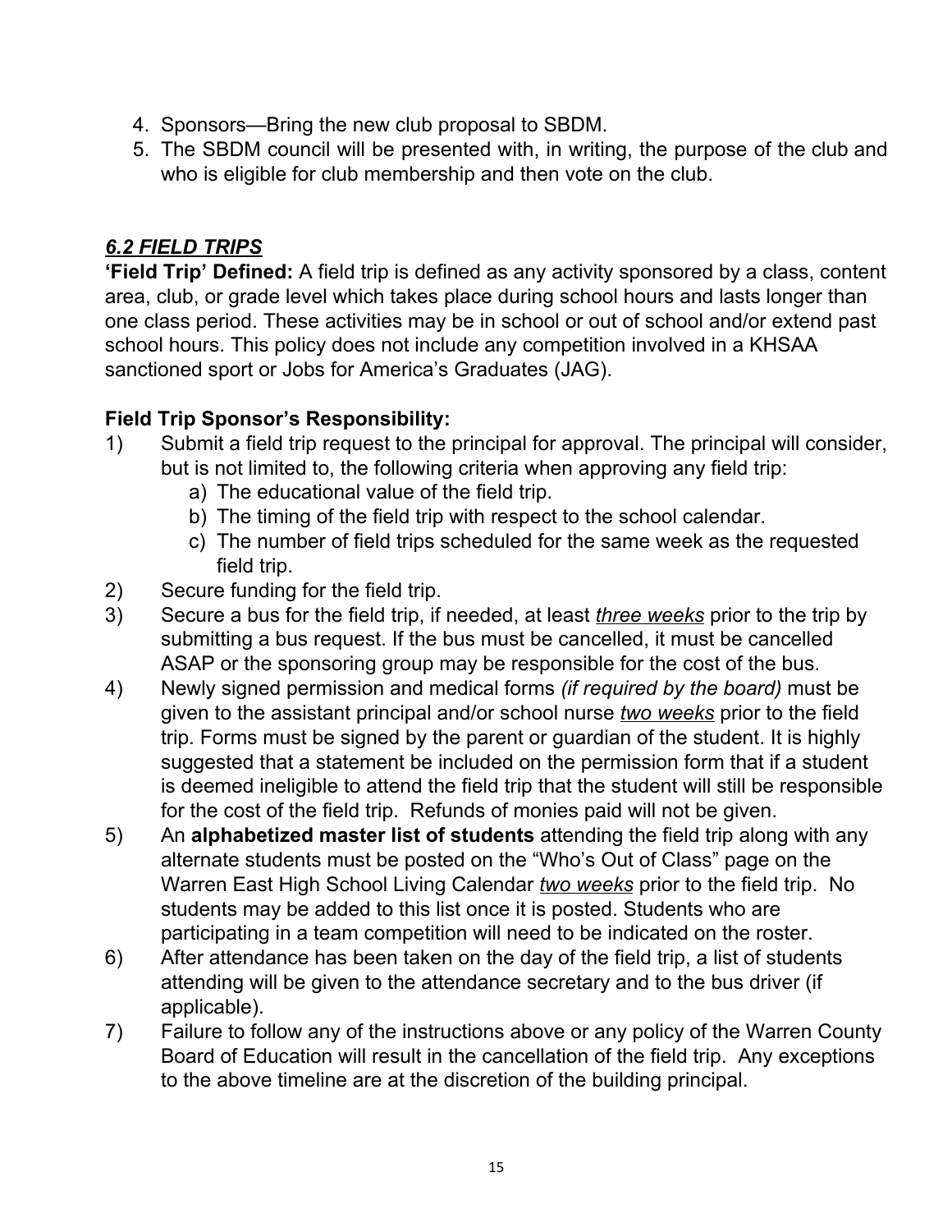4. Sponsors—Bring the new club proposal to SBDM.
5. The SBDM council will be presented with, in writing, the purpose of the club and who is eligible for club membership and then vote on the club.

### *6.2 FIELD TRIPS*

**'Field Trip' Defined:** A field trip is defined as any activity sponsored by a class, content area, club, or grade level which takes place during school hours and lasts longer than one class period. These activities may be in school or out of school and/or extend past school hours. This policy does not include any competition involved in a KHSAA sanctioned sport or Jobs for America's Graduates (JAG).

**Field Trip Sponsor's Responsibility:**

1) Submit a field trip request to the principal for approval. The principal will consider, but is not limited to, the following criteria when approving any field trip:
   a) The educational value of the field trip.
   b) The timing of the field trip with respect to the school calendar.
   c) The number of field trips scheduled for the same week as the requested field trip.
2) Secure funding for the field trip.
3) Secure a bus for the field trip, if needed, at least ***three weeks*** prior to the trip by submitting a bus request. If the bus must be cancelled, it must be cancelled ASAP or the sponsoring group may be responsible for the cost of the bus.
4) Newly signed permission and medical forms *(if required by the board)* must be given to the assistant principal and/or school nurse ***two weeks*** prior to the field trip. Forms must be signed by the parent or guardian of the student. It is highly suggested that a statement be included on the permission form that if a student is deemed ineligible to attend the field trip that the student will still be responsible for the cost of the field trip. Refunds of monies paid will not be given.
5) An **alphabetized master list of students** attending the field trip along with any alternate students must be posted on the "Who's Out of Class" page on the Warren East High School Living Calendar ***two weeks*** prior to the field trip. No students may be added to this list once it is posted. Students who are participating in a team competition will need to be indicated on the roster.
6) After attendance has been taken on the day of the field trip, a list of students attending will be given to the attendance secretary and to the bus driver (if applicable).
7) Failure to follow any of the instructions above or any policy of the Warren County Board of Education will result in the cancellation of the field trip. Any exceptions to the above timeline are at the discretion of the building principal.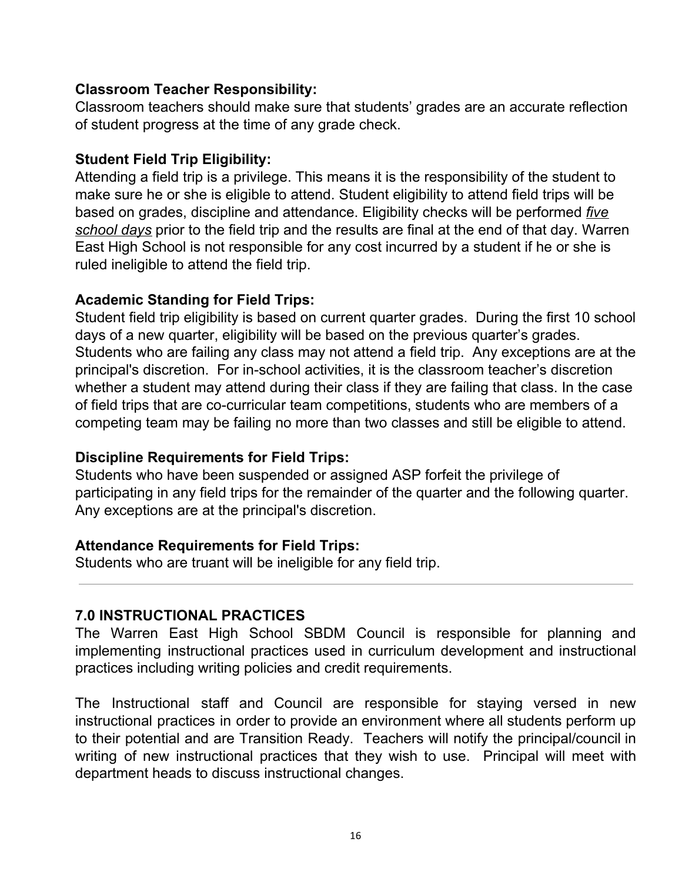**Classroom Teacher Responsibility:**
Classroom teachers should make sure that students' grades are an accurate reflection of student progress at the time of any grade check.

**Student Field Trip Eligibility:**
Attending a field trip is a privilege. This means it is the responsibility of the student to make sure he or she is eligible to attend. Student eligibility to attend field trips will be based on grades, discipline and attendance. Eligibility checks will be performed *five school days* prior to the field trip and the results are final at the end of that day. Warren East High School is not responsible for any cost incurred by a student if he or she is ruled ineligible to attend the field trip.

**Academic Standing for Field Trips:**
Student field trip eligibility is based on current quarter grades. During the first 10 school days of a new quarter, eligibility will be based on the previous quarter's grades. Students who are failing any class may not attend a field trip. Any exceptions are at the principal's discretion. For in-school activities, it is the classroom teacher's discretion whether a student may attend during their class if they are failing that class. In the case of field trips that are co-curricular team competitions, students who are members of a competing team may be failing no more than two classes and still be eligible to attend.

**Discipline Requirements for Field Trips:**
Students who have been suspended or assigned ASP forfeit the privilege of participating in any field trips for the remainder of the quarter and the following quarter. Any exceptions are at the principal's discretion.

**Attendance Requirements for Field Trips:**
Students who are truant will be ineligible for any field trip.

---

## 7.0 INSTRUCTIONAL PRACTICES

The Warren East High School SBDM Council is responsible for planning and implementing instructional practices used in curriculum development and instructional practices including writing policies and credit requirements.

The Instructional staff and Council are responsible for staying versed in new instructional practices in order to provide an environment where all students perform up to their potential and are Transition Ready. Teachers will notify the principal/council in writing of new instructional practices that they wish to use. Principal will meet with department heads to discuss instructional changes.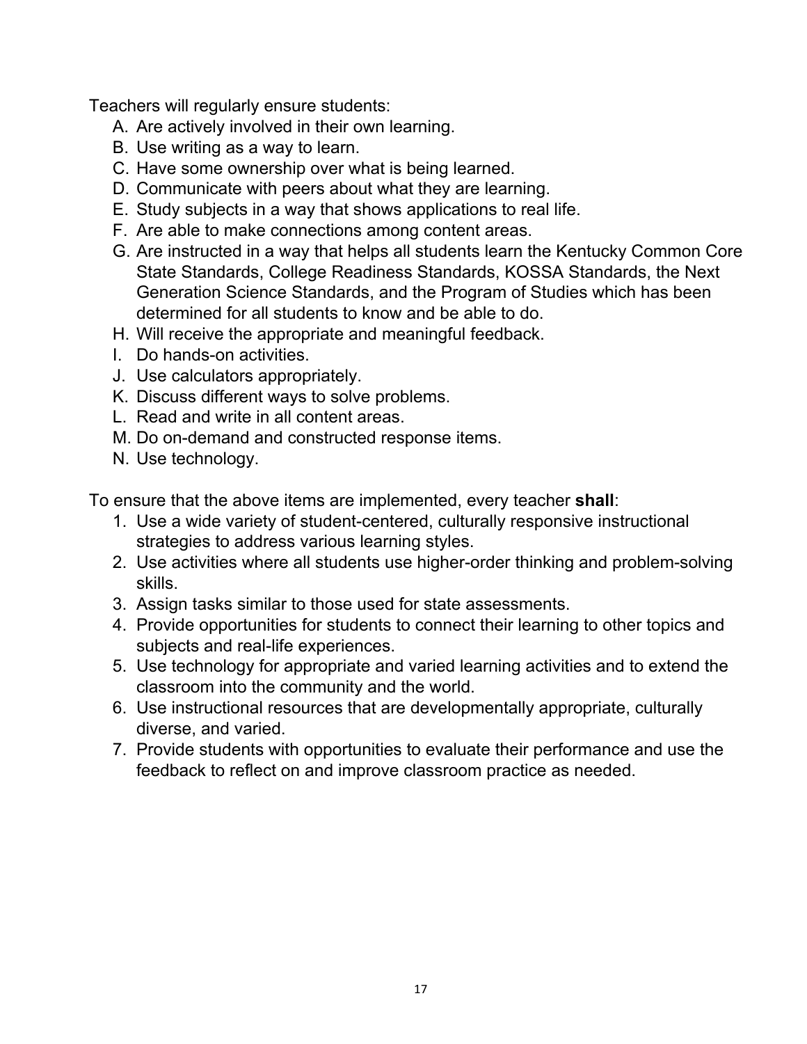Teachers will regularly ensure students:

A. Are actively involved in their own learning.
B. Use writing as a way to learn.
C. Have some ownership over what is being learned.
D. Communicate with peers about what they are learning.
E. Study subjects in a way that shows applications to real life.
F. Are able to make connections among content areas.
G. Are instructed in a way that helps all students learn the Kentucky Common Core State Standards, College Readiness Standards, KOSSA Standards, the Next Generation Science Standards, and the Program of Studies which has been determined for all students to know and be able to do.
H. Will receive the appropriate and meaningful feedback.
I. Do hands-on activities.
J. Use calculators appropriately.
K. Discuss different ways to solve problems.
L. Read and write in all content areas.
M. Do on-demand and constructed response items.
N. Use technology.

To ensure that the above items are implemented, every teacher **shall**:

1. Use a wide variety of student-centered, culturally responsive instructional strategies to address various learning styles.
2. Use activities where all students use higher-order thinking and problem-solving skills.
3. Assign tasks similar to those used for state assessments.
4. Provide opportunities for students to connect their learning to other topics and subjects and real-life experiences.
5. Use technology for appropriate and varied learning activities and to extend the classroom into the community and the world.
6. Use instructional resources that are developmentally appropriate, culturally diverse, and varied.
7. Provide students with opportunities to evaluate their performance and use the feedback to reflect on and improve classroom practice as needed.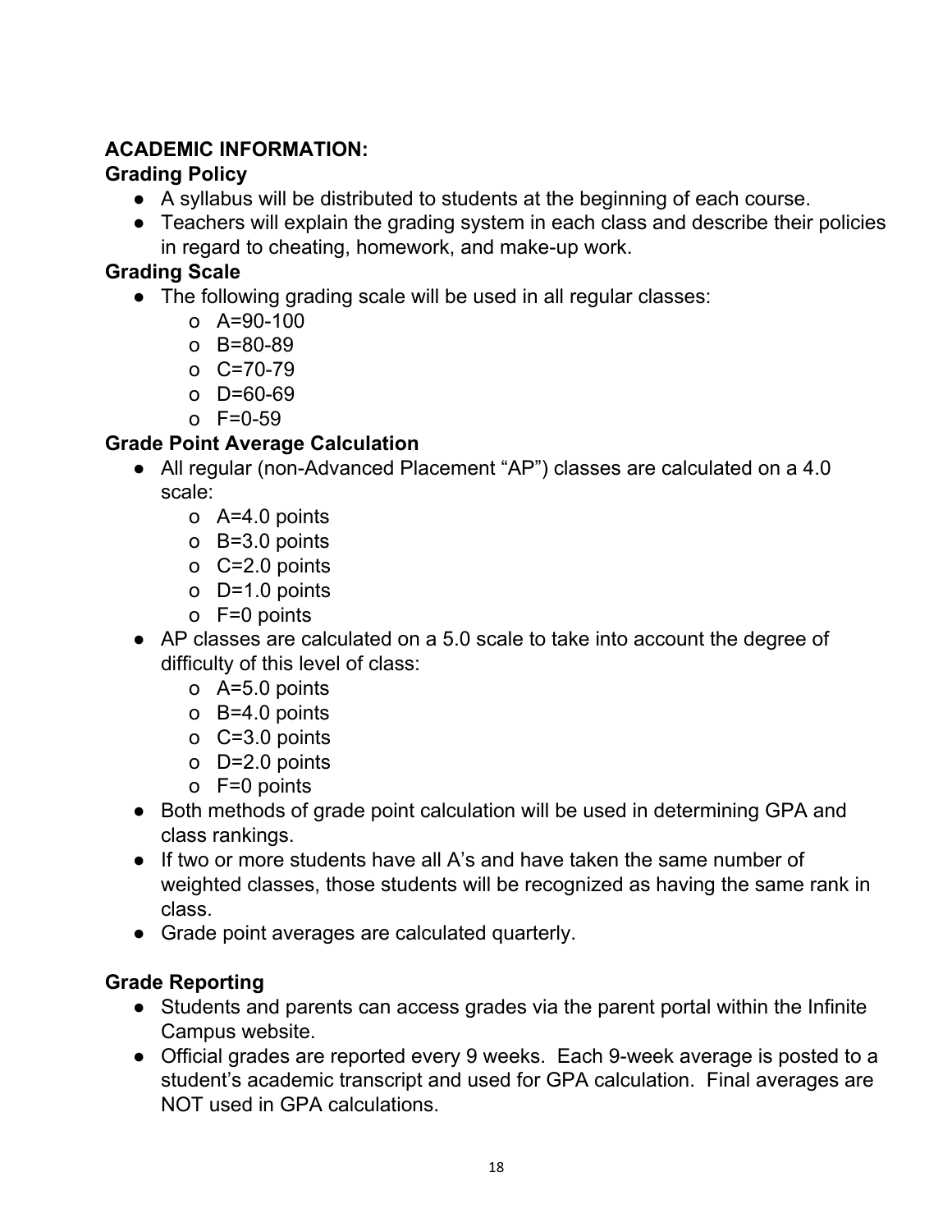## ACADEMIC INFORMATION:

### Grading Policy

- A syllabus will be distributed to students at the beginning of each course.
- Teachers will explain the grading system in each class and describe their policies in regard to cheating, homework, and make-up work.

### Grading Scale

- The following grading scale will be used in all regular classes:
  - A=90-100
  - B=80-89
  - C=70-79
  - D=60-69
  - F=0-59

### Grade Point Average Calculation

- All regular (non-Advanced Placement "AP") classes are calculated on a 4.0 scale:
  - A=4.0 points
  - B=3.0 points
  - C=2.0 points
  - D=1.0 points
  - F=0 points
- AP classes are calculated on a 5.0 scale to take into account the degree of difficulty of this level of class:
  - A=5.0 points
  - B=4.0 points
  - C=3.0 points
  - D=2.0 points
  - F=0 points
- Both methods of grade point calculation will be used in determining GPA and class rankings.
- If two or more students have all A's and have taken the same number of weighted classes, those students will be recognized as having the same rank in class.
- Grade point averages are calculated quarterly.

### Grade Reporting

- Students and parents can access grades via the parent portal within the Infinite Campus website.
- Official grades are reported every 9 weeks. Each 9-week average is posted to a student's academic transcript and used for GPA calculation. Final averages are NOT used in GPA calculations.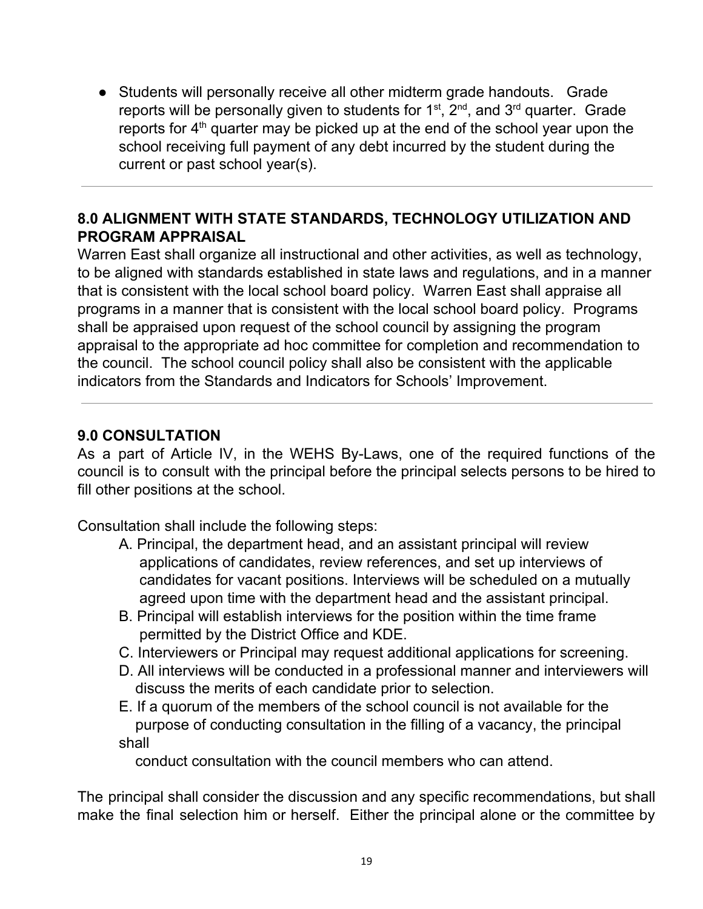- Students will personally receive all other midterm grade handouts. Grade reports will be personally given to students for 1st, 2nd, and 3rd quarter. Grade reports for 4th quarter may be picked up at the end of the school year upon the school receiving full payment of any debt incurred by the student during the current or past school year(s).

---

## 8.0 ALIGNMENT WITH STATE STANDARDS, TECHNOLOGY UTILIZATION AND PROGRAM APPRAISAL

Warren East shall organize all instructional and other activities, as well as technology, to be aligned with standards established in state laws and regulations, and in a manner that is consistent with the local school board policy. Warren East shall appraise all programs in a manner that is consistent with the local school board policy. Programs shall be appraised upon request of the school council by assigning the program appraisal to the appropriate ad hoc committee for completion and recommendation to the council. The school council policy shall also be consistent with the applicable indicators from the Standards and Indicators for Schools' Improvement.

---

## 9.0 CONSULTATION

As a part of Article IV, in the WEHS By-Laws, one of the required functions of the council is to consult with the principal before the principal selects persons to be hired to fill other positions at the school.

Consultation shall include the following steps:

A. Principal, the department head, and an assistant principal will review applications of candidates, review references, and set up interviews of candidates for vacant positions. Interviews will be scheduled on a mutually agreed upon time with the department head and the assistant principal.

B. Principal will establish interviews for the position within the time frame permitted by the District Office and KDE.

C. Interviewers or Principal may request additional applications for screening.

D. All interviews will be conducted in a professional manner and interviewers will discuss the merits of each candidate prior to selection.

E. If a quorum of the members of the school council is not available for the purpose of conducting consultation in the filling of a vacancy, the principal shall conduct consultation with the council members who can attend.

The principal shall consider the discussion and any specific recommendations, but shall make the final selection him or herself. Either the principal alone or the committee by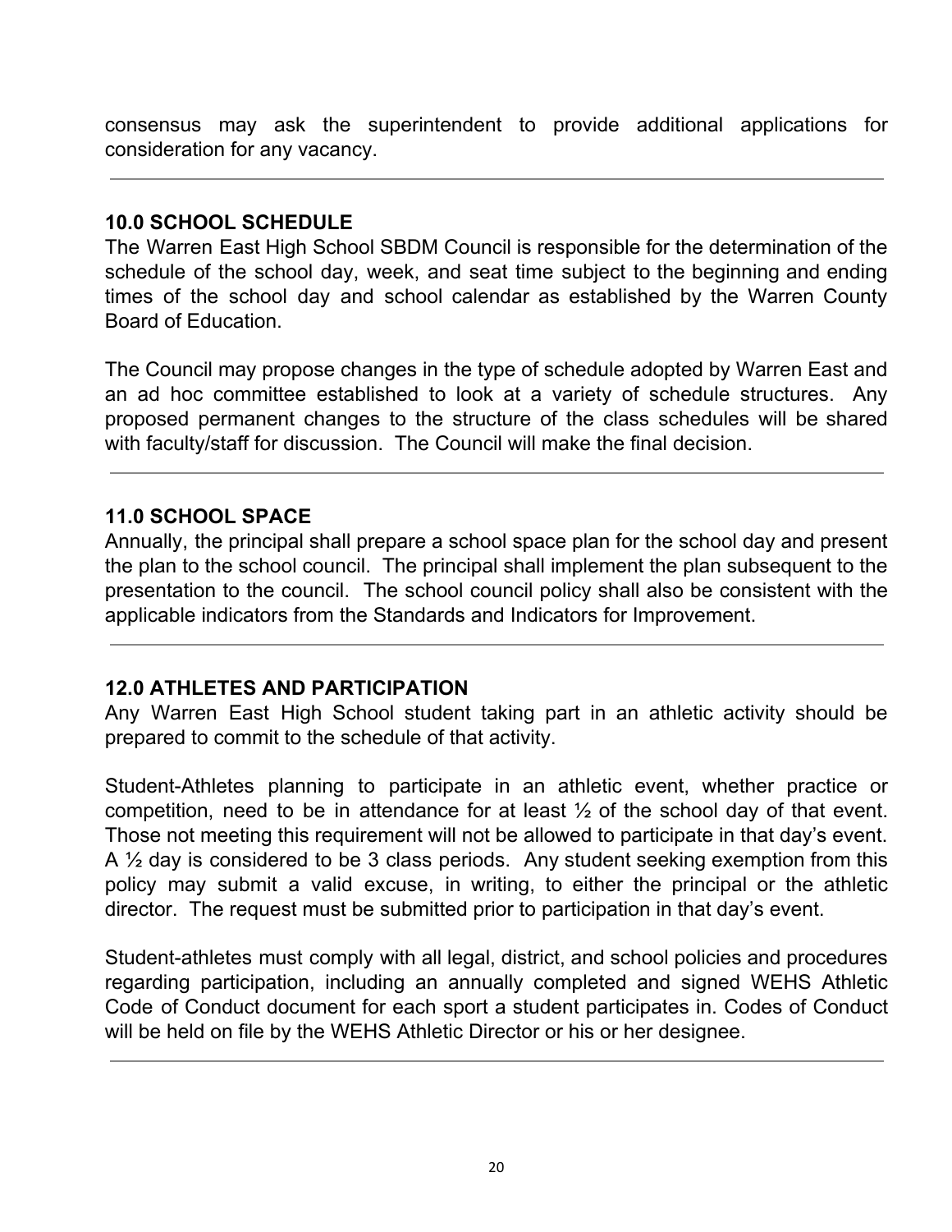consensus may ask the superintendent to provide additional applications for consideration for any vacancy.

---

## 10.0 SCHOOL SCHEDULE

The Warren East High School SBDM Council is responsible for the determination of the schedule of the school day, week, and seat time subject to the beginning and ending times of the school day and school calendar as established by the Warren County Board of Education.

The Council may propose changes in the type of schedule adopted by Warren East and an ad hoc committee established to look at a variety of schedule structures. Any proposed permanent changes to the structure of the class schedules will be shared with faculty/staff for discussion. The Council will make the final decision.

---

## 11.0 SCHOOL SPACE

Annually, the principal shall prepare a school space plan for the school day and present the plan to the school council. The principal shall implement the plan subsequent to the presentation to the council. The school council policy shall also be consistent with the applicable indicators from the Standards and Indicators for Improvement.

---

## 12.0 ATHLETES AND PARTICIPATION

Any Warren East High School student taking part in an athletic activity should be prepared to commit to the schedule of that activity.

Student-Athletes planning to participate in an athletic event, whether practice or competition, need to be in attendance for at least ½ of the school day of that event. Those not meeting this requirement will not be allowed to participate in that day's event. A ½ day is considered to be 3 class periods. Any student seeking exemption from this policy may submit a valid excuse, in writing, to either the principal or the athletic director. The request must be submitted prior to participation in that day's event.

Student-athletes must comply with all legal, district, and school policies and procedures regarding participation, including an annually completed and signed WEHS Athletic Code of Conduct document for each sport a student participates in. Codes of Conduct will be held on file by the WEHS Athletic Director or his or her designee.

---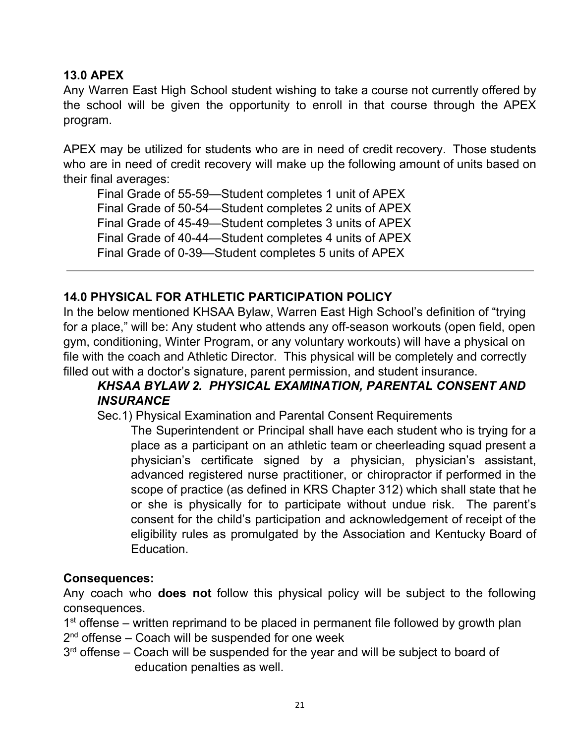## 13.0 APEX

Any Warren East High School student wishing to take a course not currently offered by the school will be given the opportunity to enroll in that course through the APEX program.

APEX may be utilized for students who are in need of credit recovery. Those students who are in need of credit recovery will make up the following amount of units based on their final averages:

- Final Grade of 55-59—Student completes 1 unit of APEX
- Final Grade of 50-54—Student completes 2 units of APEX
- Final Grade of 45-49—Student completes 3 units of APEX
- Final Grade of 40-44—Student completes 4 units of APEX
- Final Grade of 0-39—Student completes 5 units of APEX

---

## 14.0 PHYSICAL FOR ATHLETIC PARTICIPATION POLICY

In the below mentioned KHSAA Bylaw, Warren East High School's definition of "trying for a place," will be: Any student who attends any off-season workouts (open field, open gym, conditioning, Winter Program, or any voluntary workouts) will have a physical on file with the coach and Athletic Director. This physical will be completely and correctly filled out with a doctor's signature, parent permission, and student insurance.

### *KHSAA BYLAW 2. PHYSICAL EXAMINATION, PARENTAL CONSENT AND INSURANCE*

Sec.1) Physical Examination and Parental Consent Requirements

> The Superintendent or Principal shall have each student who is trying for a place as a participant on an athletic team or cheerleading squad present a physician's certificate signed by a physician, physician's assistant, advanced registered nurse practitioner, or chiropractor if performed in the scope of practice (as defined in KRS Chapter 312) which shall state that he or she is physically for to participate without undue risk. The parent's consent for the child's participation and acknowledgement of receipt of the eligibility rules as promulgated by the Association and Kentucky Board of Education.

**Consequences:**

Any coach who **does not** follow this physical policy will be subject to the following consequences.

1st offense – written reprimand to be placed in permanent file followed by growth plan
2nd offense – Coach will be suspended for one week
3rd offense – Coach will be suspended for the year and will be subject to board of education penalties as well.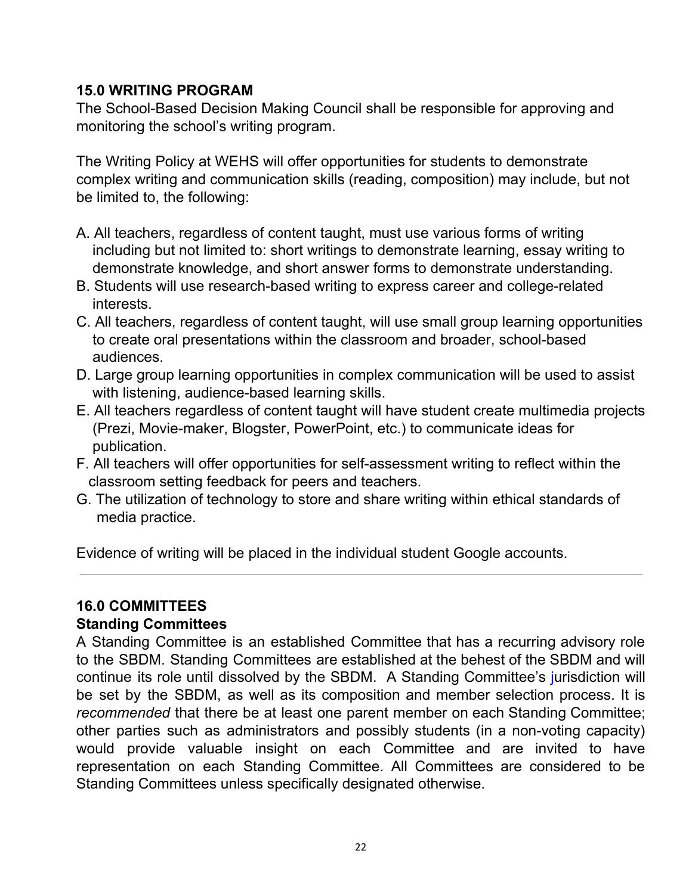## 15.0 WRITING PROGRAM

The School-Based Decision Making Council shall be responsible for approving and monitoring the school's writing program.

The Writing Policy at WEHS will offer opportunities for students to demonstrate complex writing and communication skills (reading, composition) may include, but not be limited to, the following:

A. All teachers, regardless of content taught, must use various forms of writing including but not limited to: short writings to demonstrate learning, essay writing to demonstrate knowledge, and short answer forms to demonstrate understanding.
B. Students will use research-based writing to express career and college-related interests.
C. All teachers, regardless of content taught, will use small group learning opportunities to create oral presentations within the classroom and broader, school-based audiences.
D. Large group learning opportunities in complex communication will be used to assist with listening, audience-based learning skills.
E. All teachers regardless of content taught will have student create multimedia projects (Prezi, Movie-maker, Blogster, PowerPoint, etc.) to communicate ideas for publication.
F. All teachers will offer opportunities for self-assessment writing to reflect within the classroom setting feedback for peers and teachers.
G. The utilization of technology to store and share writing within ethical standards of media practice.

Evidence of writing will be placed in the individual student Google accounts.

---

## 16.0 COMMITTEES

### Standing Committees

A Standing Committee is an established Committee that has a recurring advisory role to the SBDM. Standing Committees are established at the behest of the SBDM and will continue its role until dissolved by the SBDM. A Standing Committee's jurisdiction will be set by the SBDM, as well as its composition and member selection process. It is *recommended* that there be at least one parent member on each Standing Committee; other parties such as administrators and possibly students (in a non-voting capacity) would provide valuable insight on each Committee and are invited to have representation on each Standing Committee. All Committees are considered to be Standing Committees unless specifically designated otherwise.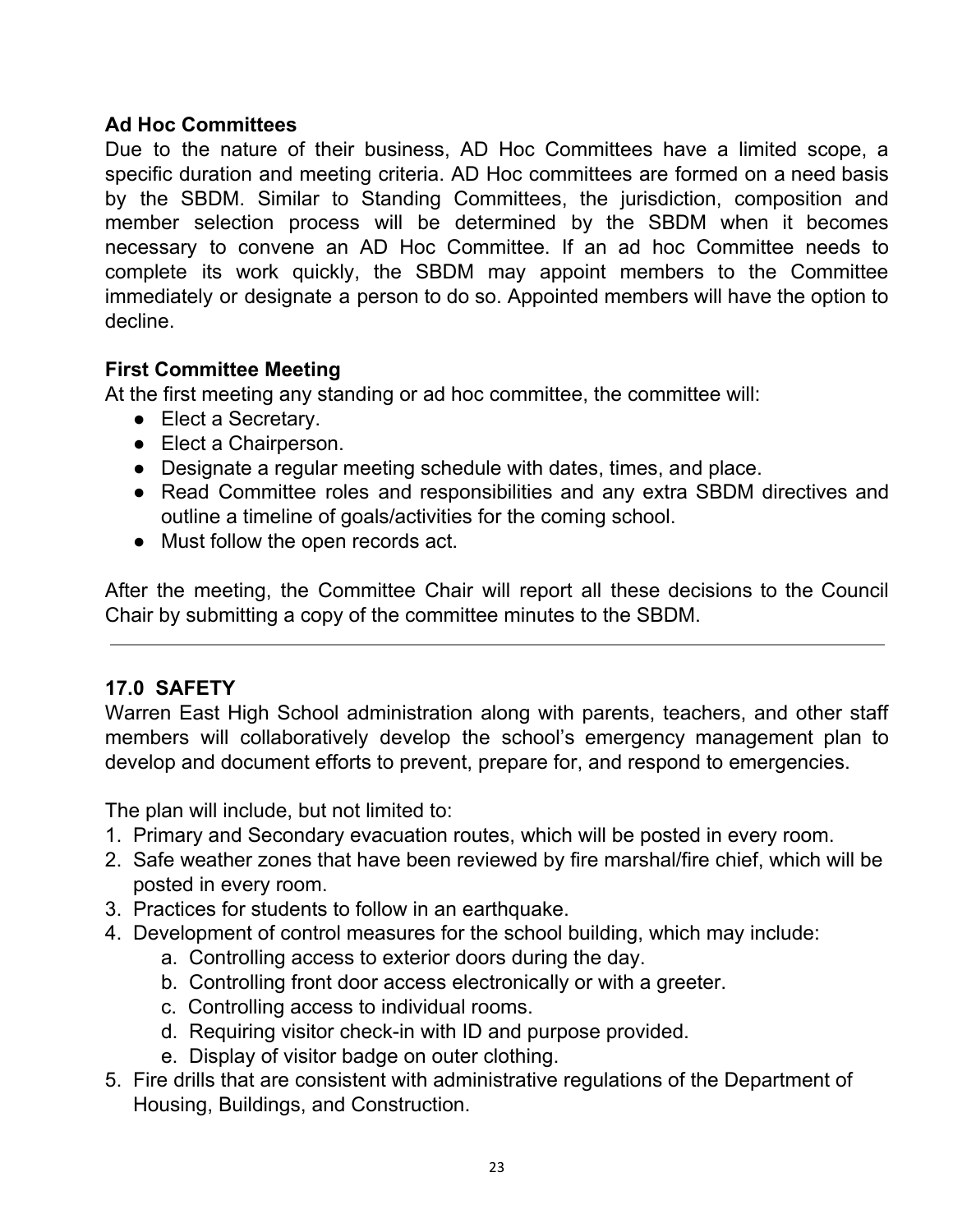**Ad Hoc Committees**

Due to the nature of their business, AD Hoc Committees have a limited scope, a specific duration and meeting criteria. AD Hoc committees are formed on a need basis by the SBDM. Similar to Standing Committees, the jurisdiction, composition and member selection process will be determined by the SBDM when it becomes necessary to convene an AD Hoc Committee. If an ad hoc Committee needs to complete its work quickly, the SBDM may appoint members to the Committee immediately or designate a person to do so. Appointed members will have the option to decline.

**First Committee Meeting**

At the first meeting any standing or ad hoc committee, the committee will:

- Elect a Secretary.
- Elect a Chairperson.
- Designate a regular meeting schedule with dates, times, and place.
- Read Committee roles and responsibilities and any extra SBDM directives and outline a timeline of goals/activities for the coming school.
- Must follow the open records act.

After the meeting, the Committee Chair will report all these decisions to the Council Chair by submitting a copy of the committee minutes to the SBDM.

---

## 17.0 SAFETY

Warren East High School administration along with parents, teachers, and other staff members will collaboratively develop the school's emergency management plan to develop and document efforts to prevent, prepare for, and respond to emergencies.

The plan will include, but not limited to:

1. Primary and Secondary evacuation routes, which will be posted in every room.
2. Safe weather zones that have been reviewed by fire marshal/fire chief, which will be posted in every room.
3. Practices for students to follow in an earthquake.
4. Development of control measures for the school building, which may include:
   a. Controlling access to exterior doors during the day.
   b. Controlling front door access electronically or with a greeter.
   c. Controlling access to individual rooms.
   d. Requiring visitor check-in with ID and purpose provided.
   e. Display of visitor badge on outer clothing.
5. Fire drills that are consistent with administrative regulations of the Department of Housing, Buildings, and Construction.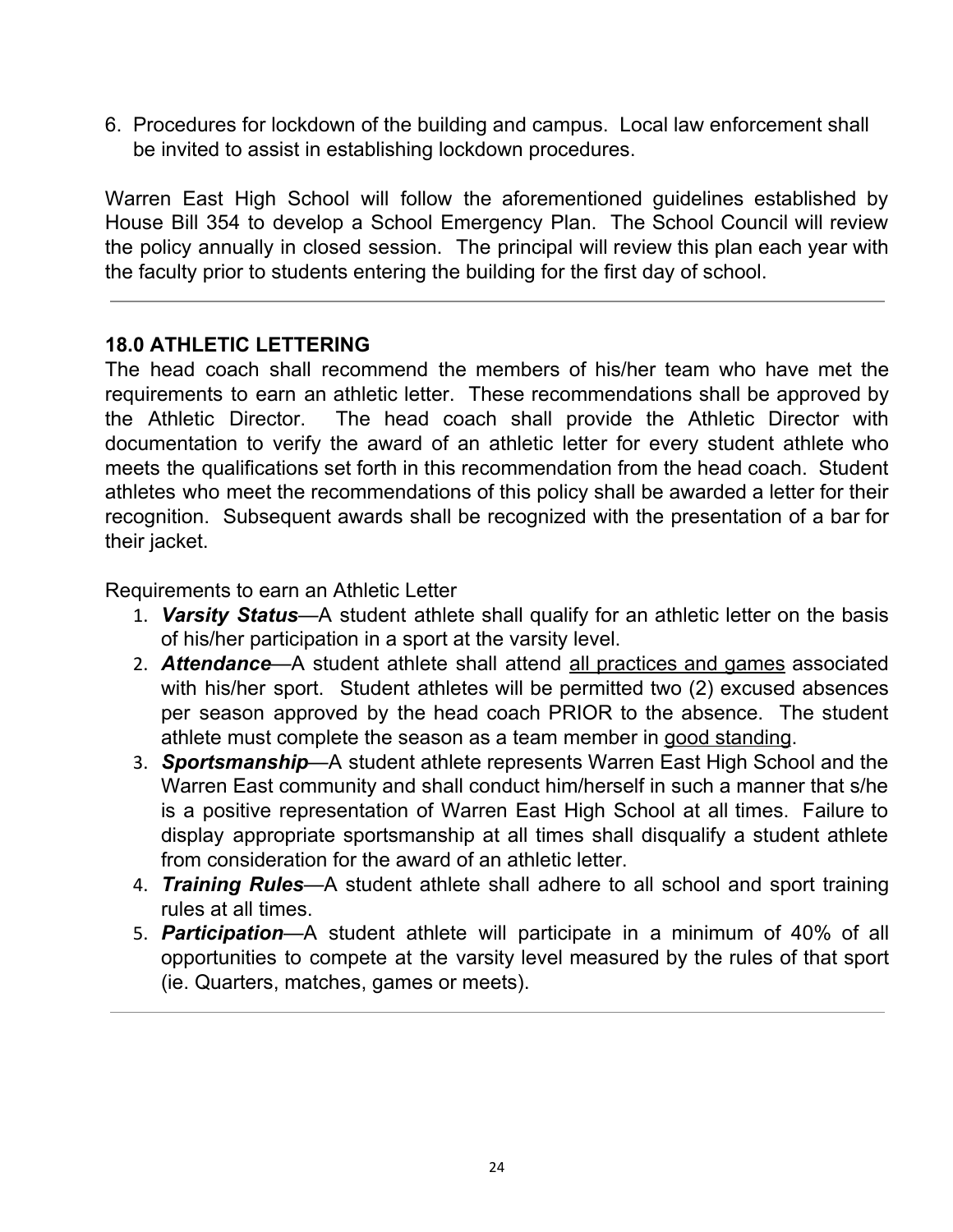6. Procedures for lockdown of the building and campus. Local law enforcement shall be invited to assist in establishing lockdown procedures.

Warren East High School will follow the aforementioned guidelines established by House Bill 354 to develop a School Emergency Plan. The School Council will review the policy annually in closed session. The principal will review this plan each year with the faculty prior to students entering the building for the first day of school.

---

## 18.0 ATHLETIC LETTERING

The head coach shall recommend the members of his/her team who have met the requirements to earn an athletic letter. These recommendations shall be approved by the Athletic Director. The head coach shall provide the Athletic Director with documentation to verify the award of an athletic letter for every student athlete who meets the qualifications set forth in this recommendation from the head coach. Student athletes who meet the recommendations of this policy shall be awarded a letter for their recognition. Subsequent awards shall be recognized with the presentation of a bar for their jacket.

Requirements to earn an Athletic Letter

1. ***Varsity Status***—A student athlete shall qualify for an athletic letter on the basis of his/her participation in a sport at the varsity level.
2. ***Attendance***—A student athlete shall attend <u>all practices and games</u> associated with his/her sport. Student athletes will be permitted two (2) excused absences per season approved by the head coach PRIOR to the absence. The student athlete must complete the season as a team member in <u>good standing</u>.
3. ***Sportsmanship***—A student athlete represents Warren East High School and the Warren East community and shall conduct him/herself in such a manner that s/he is a positive representation of Warren East High School at all times. Failure to display appropriate sportsmanship at all times shall disqualify a student athlete from consideration for the award of an athletic letter.
4. ***Training Rules***—A student athlete shall adhere to all school and sport training rules at all times.
5. ***Participation***—A student athlete will participate in a minimum of 40% of all opportunities to compete at the varsity level measured by the rules of that sport (ie. Quarters, matches, games or meets).

---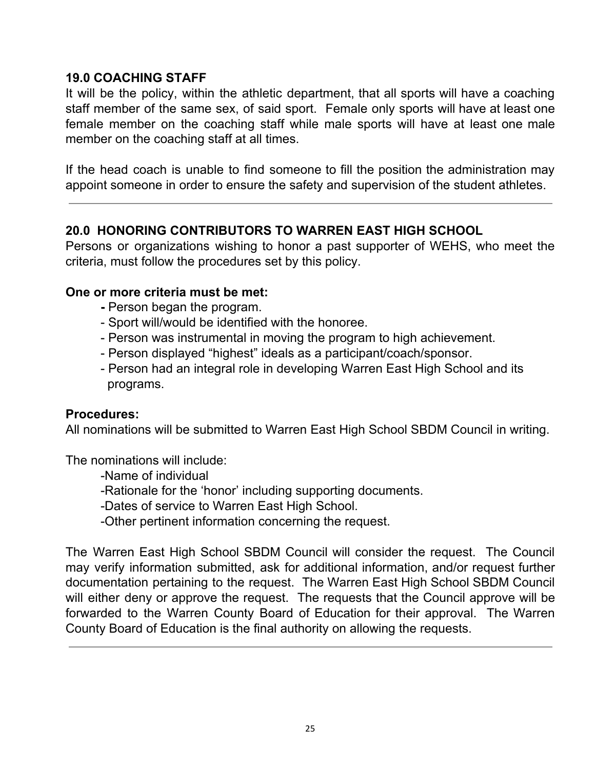### 19.0 COACHING STAFF

It will be the policy, within the athletic department, that all sports will have a coaching staff member of the same sex, of said sport. Female only sports will have at least one female member on the coaching staff while male sports will have at least one male member on the coaching staff at all times.

If the head coach is unable to find someone to fill the position the administration may appoint someone in order to ensure the safety and supervision of the student athletes.

---

### 20.0 HONORING CONTRIBUTORS TO WARREN EAST HIGH SCHOOL

Persons or organizations wishing to honor a past supporter of WEHS, who meet the criteria, must follow the procedures set by this policy.

**One or more criteria must be met:**

- Person began the program.
- Sport will/would be identified with the honoree.
- Person was instrumental in moving the program to high achievement.
- Person displayed “highest” ideals as a participant/coach/sponsor.
- Person had an integral role in developing Warren East High School and its programs.

**Procedures:**

All nominations will be submitted to Warren East High School SBDM Council in writing.

The nominations will include:

- Name of individual
- Rationale for the ‘honor’ including supporting documents.
- Dates of service to Warren East High School.
- Other pertinent information concerning the request.

The Warren East High School SBDM Council will consider the request. The Council may verify information submitted, ask for additional information, and/or request further documentation pertaining to the request. The Warren East High School SBDM Council will either deny or approve the request. The requests that the Council approve will be forwarded to the Warren County Board of Education for their approval. The Warren County Board of Education is the final authority on allowing the requests.

---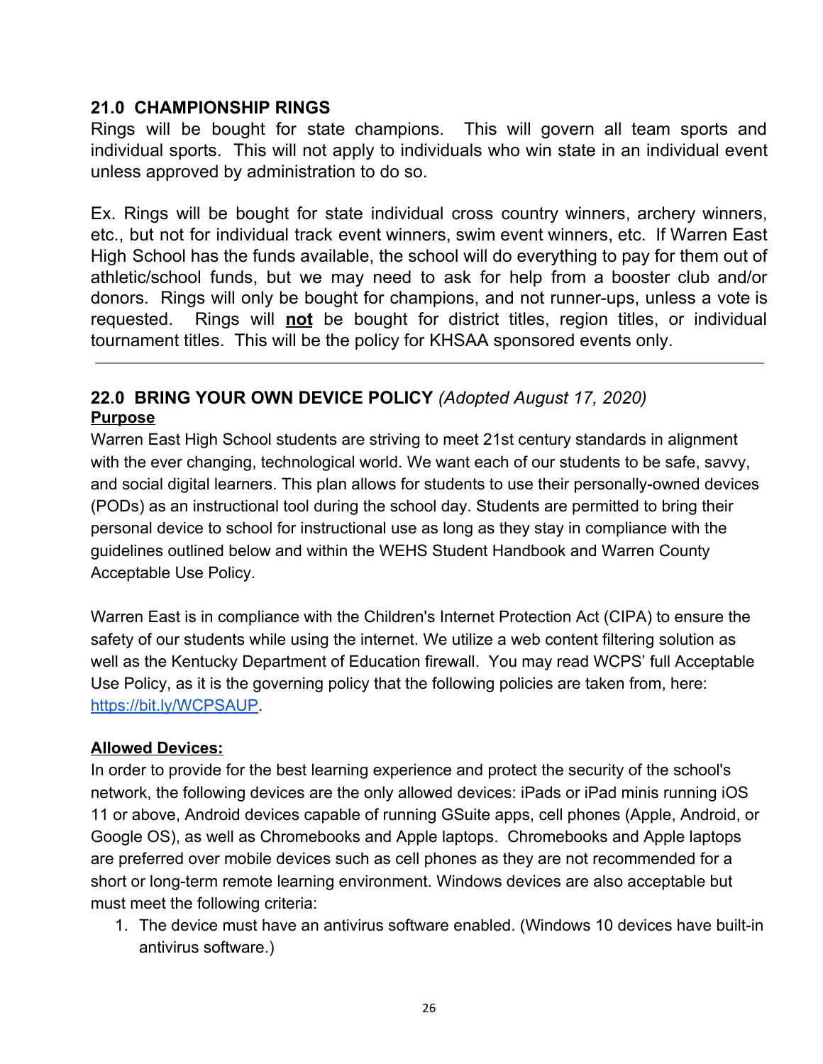## 21.0 CHAMPIONSHIP RINGS

Rings will be bought for state champions. This will govern all team sports and individual sports. This will not apply to individuals who win state in an individual event unless approved by administration to do so.

Ex. Rings will be bought for state individual cross country winners, archery winners, etc., but not for individual track event winners, swim event winners, etc. If Warren East High School has the funds available, the school will do everything to pay for them out of athletic/school funds, but we may need to ask for help from a booster club and/or donors. Rings will only be bought for champions, and not runner-ups, unless a vote is requested. Rings will **not** be bought for district titles, region titles, or individual tournament titles. This will be the policy for KHSAA sponsored events only.

---

## 22.0 BRING YOUR OWN DEVICE POLICY *(Adopted August 17, 2020)*

**Purpose**

Warren East High School students are striving to meet 21st century standards in alignment with the ever changing, technological world. We want each of our students to be safe, savvy, and social digital learners. This plan allows for students to use their personally-owned devices (PODs) as an instructional tool during the school day. Students are permitted to bring their personal device to school for instructional use as long as they stay in compliance with the guidelines outlined below and within the WEHS Student Handbook and Warren County Acceptable Use Policy.

Warren East is in compliance with the Children's Internet Protection Act (CIPA) to ensure the safety of our students while using the internet. We utilize a web content filtering solution as well as the Kentucky Department of Education firewall. You may read WCPS' full Acceptable Use Policy, as it is the governing policy that the following policies are taken from, here: [https://bit.ly/WCPSAUP](https://bit.ly/WCPSAUP).

**Allowed Devices:**

In order to provide for the best learning experience and protect the security of the school's network, the following devices are the only allowed devices: iPads or iPad minis running iOS 11 or above, Android devices capable of running GSuite apps, cell phones (Apple, Android, or Google OS), as well as Chromebooks and Apple laptops. Chromebooks and Apple laptops are preferred over mobile devices such as cell phones as they are not recommended for a short or long-term remote learning environment. Windows devices are also acceptable but must meet the following criteria:

1. The device must have an antivirus software enabled. (Windows 10 devices have built-in antivirus software.)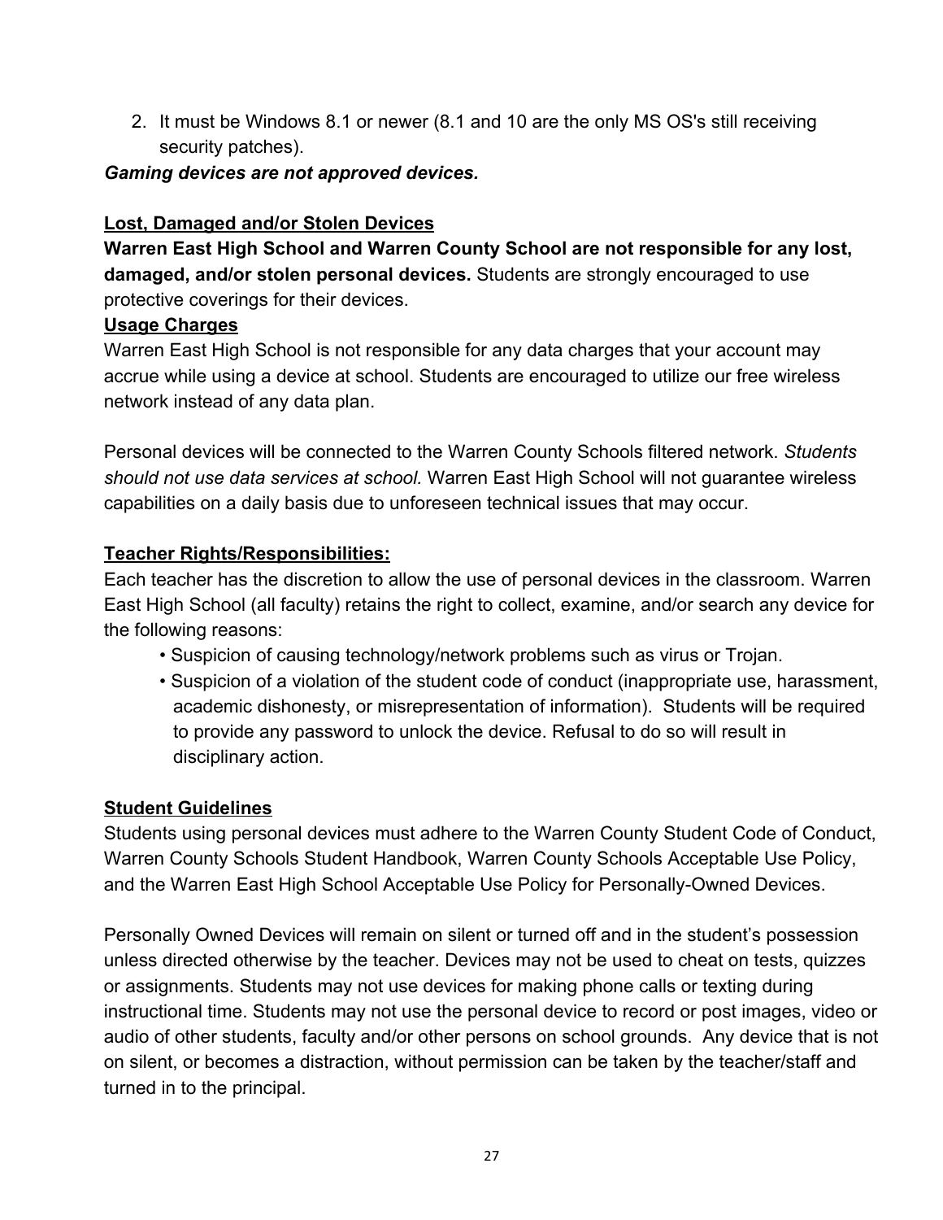2. It must be Windows 8.1 or newer (8.1 and 10 are the only MS OS's still receiving security patches).

***Gaming devices are not approved devices.***

**Lost, Damaged and/or Stolen Devices**

**Warren East High School and Warren County School are not responsible for any lost, damaged, and/or stolen personal devices.** Students are strongly encouraged to use protective coverings for their devices.

**Usage Charges**

Warren East High School is not responsible for any data charges that your account may accrue while using a device at school. Students are encouraged to utilize our free wireless network instead of any data plan.

Personal devices will be connected to the Warren County Schools filtered network. *Students should not use data services at school.* Warren East High School will not guarantee wireless capabilities on a daily basis due to unforeseen technical issues that may occur.

**Teacher Rights/Responsibilities:**

Each teacher has the discretion to allow the use of personal devices in the classroom. Warren East High School (all faculty) retains the right to collect, examine, and/or search any device for the following reasons:

- Suspicion of causing technology/network problems such as virus or Trojan.
- Suspicion of a violation of the student code of conduct (inappropriate use, harassment, academic dishonesty, or misrepresentation of information). Students will be required to provide any password to unlock the device. Refusal to do so will result in disciplinary action.

**Student Guidelines**

Students using personal devices must adhere to the Warren County Student Code of Conduct, Warren County Schools Student Handbook, Warren County Schools Acceptable Use Policy, and the Warren East High School Acceptable Use Policy for Personally-Owned Devices.

Personally Owned Devices will remain on silent or turned off and in the student's possession unless directed otherwise by the teacher. Devices may not be used to cheat on tests, quizzes or assignments. Students may not use devices for making phone calls or texting during instructional time. Students may not use the personal device to record or post images, video or audio of other students, faculty and/or other persons on school grounds. Any device that is not on silent, or becomes a distraction, without permission can be taken by the teacher/staff and turned in to the principal.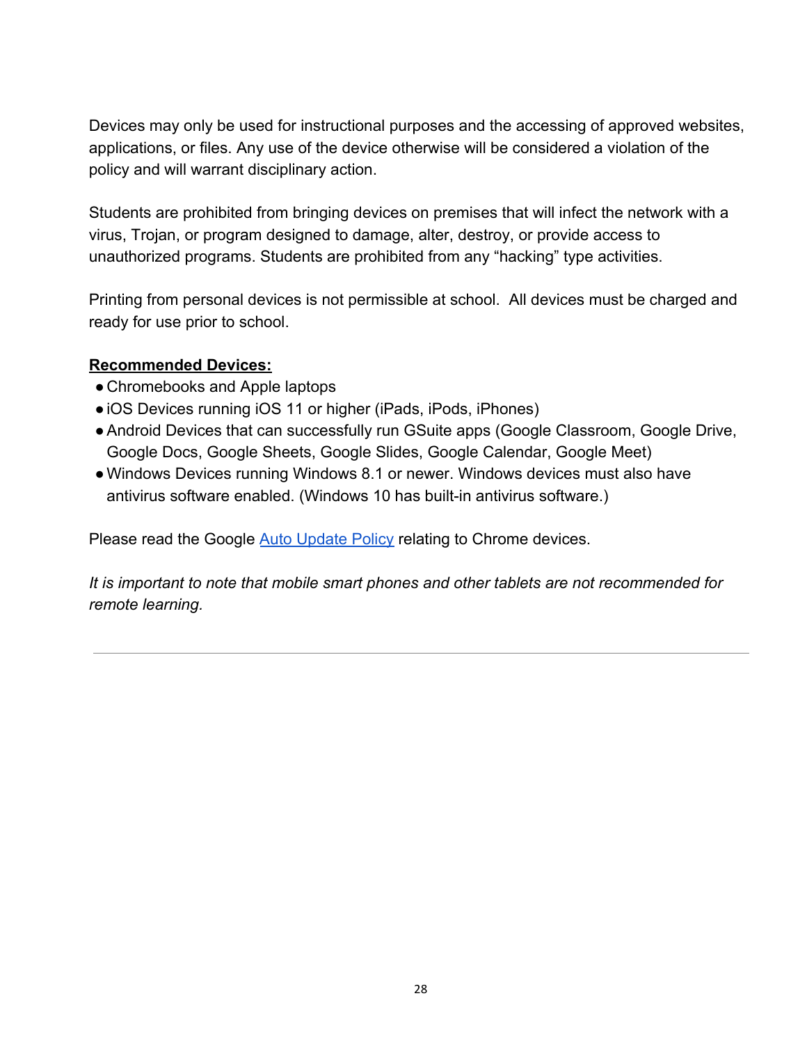Devices may only be used for instructional purposes and the accessing of approved websites, applications, or files. Any use of the device otherwise will be considered a violation of the policy and will warrant disciplinary action.

Students are prohibited from bringing devices on premises that will infect the network with a virus, Trojan, or program designed to damage, alter, destroy, or provide access to unauthorized programs. Students are prohibited from any "hacking" type activities.

Printing from personal devices is not permissible at school.  All devices must be charged and ready for use prior to school.

**Recommended Devices:**

- Chromebooks and Apple laptops
- iOS Devices running iOS 11 or higher (iPads, iPods, iPhones)
- Android Devices that can successfully run GSuite apps (Google Classroom, Google Drive, Google Docs, Google Sheets, Google Slides, Google Calendar, Google Meet)
- Windows Devices running Windows 8.1 or newer. Windows devices must also have antivirus software enabled. (Windows 10 has built-in antivirus software.)

Please read the Google Auto Update Policy relating to Chrome devices.

*It is important to note that mobile smart phones and other tablets are not recommended for remote learning.*

---